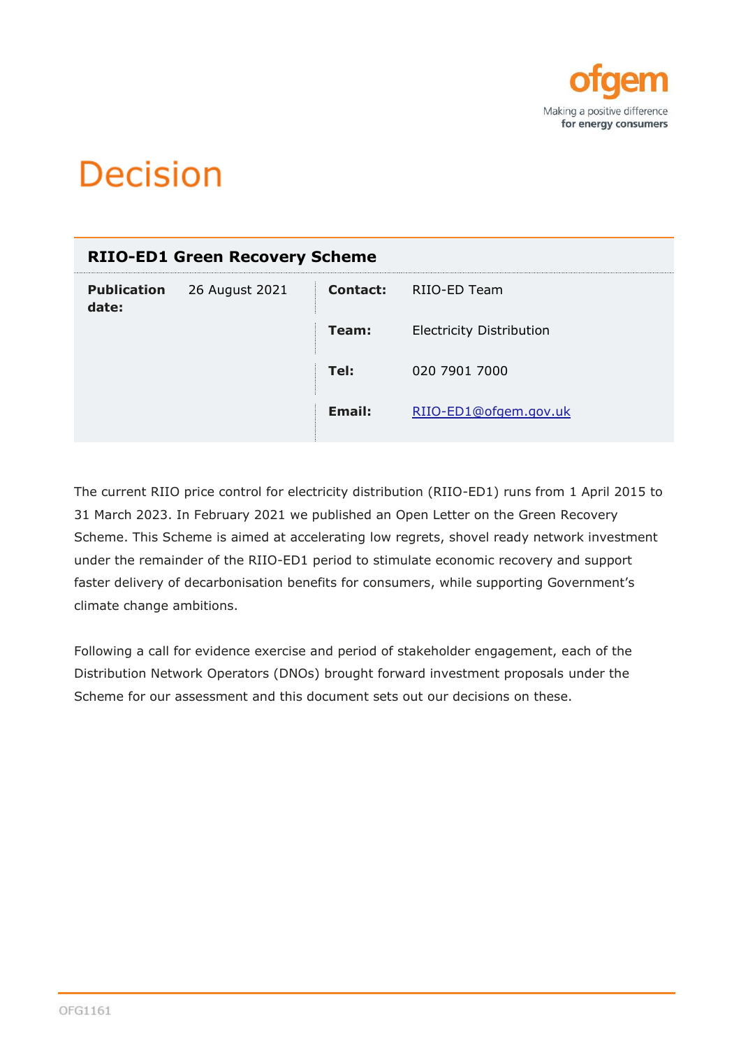# Decision

| RIIO-ED1 Green Recovery Scheme | | | |
|---|---|---|---|
| **Publication date:** | 26 August 2021 | **Contact:** | RIIO-ED Team |
| | | **Team:** | Electricity Distribution |
| | | **Tel:** | 020 7901 7000 |
| | | **Email:** | RIIO-ED1@ofgem.gov.uk |

The current RIIO price control for electricity distribution (RIIO-ED1) runs from 1 April 2015 to 31 March 2023. In February 2021 we published an Open Letter on the Green Recovery Scheme. This Scheme is aimed at accelerating low regrets, shovel ready network investment under the remainder of the RIIO-ED1 period to stimulate economic recovery and support faster delivery of decarbonisation benefits for consumers, while supporting Government's climate change ambitions.

Following a call for evidence exercise and period of stakeholder engagement, each of the Distribution Network Operators (DNOs) brought forward investment proposals under the Scheme for our assessment and this document sets out our decisions on these.

OFG1161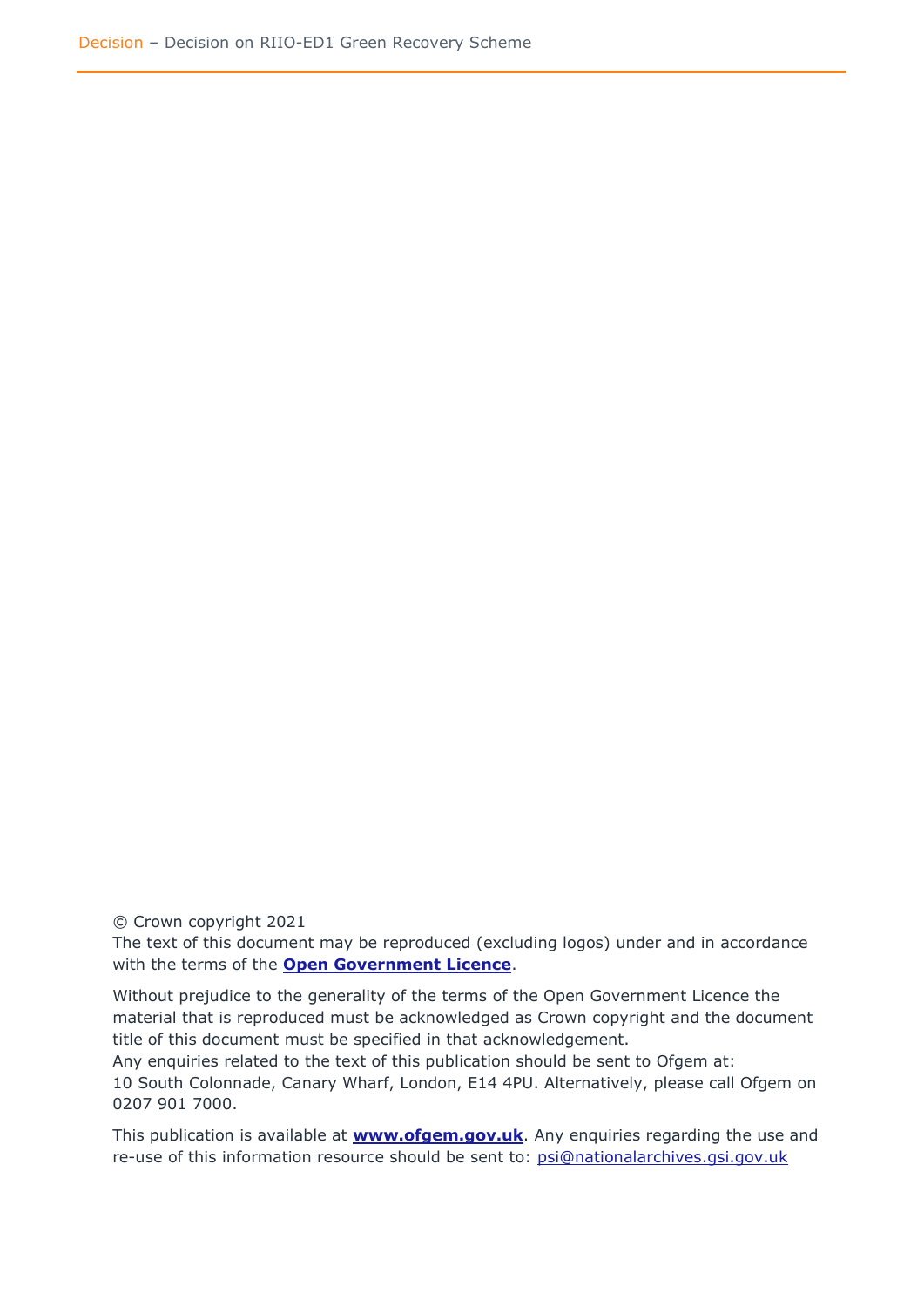© Crown copyright 2021

The text of this document may be reproduced (excluding logos) under and in accordance with the terms of the **Open Government Licence**.

Without prejudice to the generality of the terms of the Open Government Licence the material that is reproduced must be acknowledged as Crown copyright and the document title of this document must be specified in that acknowledgement.

Any enquiries related to the text of this publication should be sent to Ofgem at:
10 South Colonnade, Canary Wharf, London, E14 4PU. Alternatively, please call Ofgem on 0207 901 7000.

This publication is available at **www.ofgem.gov.uk**. Any enquiries regarding the use and re-use of this information resource should be sent to: psi@nationalarchives.gsi.gov.uk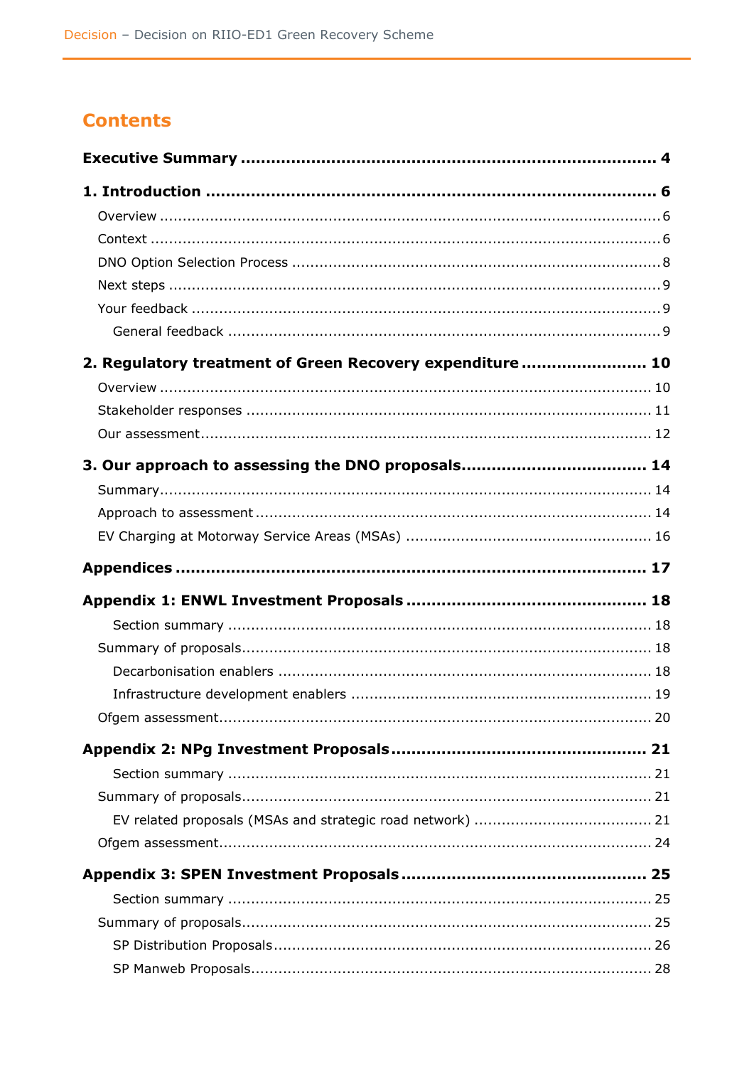# Contents

**Executive Summary** ..................................................................................... **4**

**1. Introduction** ............................................................................................. **6**

- Overview ........................................................................................................ 6
- Context ........................................................................................................... 6
- DNO Option Selection Process ........................................................................ 8
- Next steps ....................................................................................................... 9
- Your feedback .................................................................................................. 9
  - General feedback ........................................................................................ 9

**2. Regulatory treatment of Green Recovery expenditure** ........................ **10**

- Overview ........................................................................................................ 10
- Stakeholder responses .................................................................................... 11
- Our assessment ............................................................................................... 12

**3. Our approach to assessing the DNO proposals** .................................... **14**

- Summary ......................................................................................................... 14
- Approach to assessment .................................................................................. 14
- EV Charging at Motorway Service Areas (MSAs) ............................................ 16

**Appendices** ..................................................................................................... **17**

**Appendix 1: ENWL Investment Proposals** .................................................. **18**

- Section summary ......................................................................................... 18
- Summary of proposals ..................................................................................... 18
  - Decarbonisation enablers ............................................................................ 18
  - Infrastructure development enablers .......................................................... 19
- Ofgem assessment ........................................................................................... 20

**Appendix 2: NPg Investment Proposals** ...................................................... **21**

- Section summary ......................................................................................... 21
- Summary of proposals ..................................................................................... 21
  - EV related proposals (MSAs and strategic road network) ............................ 21
- Ofgem assessment ........................................................................................... 24

**Appendix 3: SPEN Investment Proposals** .................................................... **25**

- Section summary ......................................................................................... 25
- Summary of proposals ..................................................................................... 25
  - SP Distribution Proposals ............................................................................. 26
  - SP Manweb Proposals ................................................................................... 28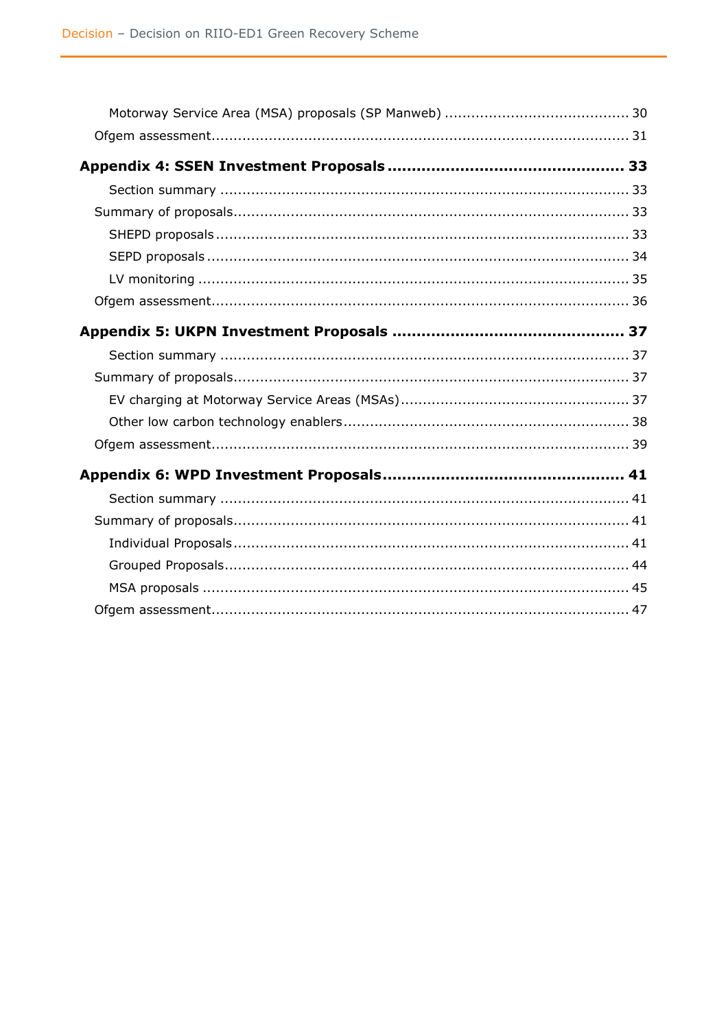Motorway Service Area (MSA) proposals (SP Manweb) ........................................ 30

Ofgem assessment........................................................................................ 31

**Appendix 4: SSEN Investment Proposals ............................................ 33**

Section summary ....................................................................................... 33

Summary of proposals.................................................................................. 33

SHEPD proposals ....................................................................................... 33

SEPD proposals ......................................................................................... 34

LV monitoring ........................................................................................... 35

Ofgem assessment........................................................................................ 36

**Appendix 5: UKPN Investment Proposals ............................................ 37**

Section summary ....................................................................................... 37

Summary of proposals.................................................................................. 37

EV charging at Motorway Service Areas (MSAs)............................................. 37

Other low carbon technology enablers.......................................................... 38

Ofgem assessment........................................................................................ 39

**Appendix 6: WPD Investment Proposals.............................................. 41**

Section summary ....................................................................................... 41

Summary of proposals.................................................................................. 41

Individual Proposals.................................................................................... 41

Grouped Proposals...................................................................................... 44

MSA proposals ........................................................................................... 45

Ofgem assessment........................................................................................ 47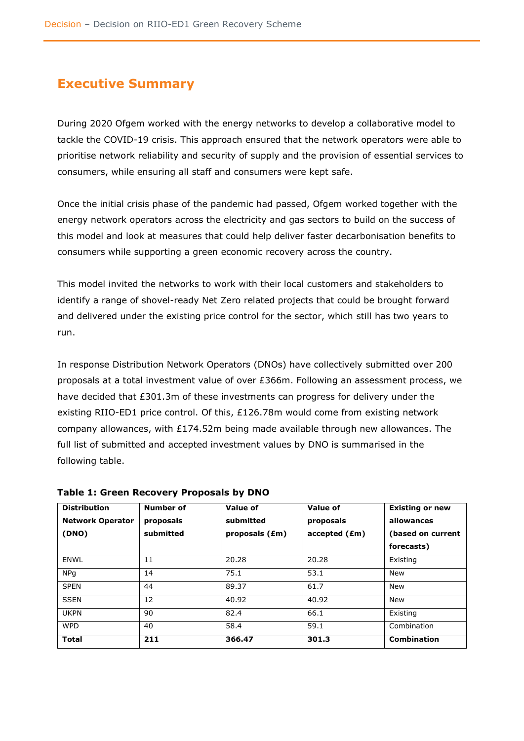# Executive Summary

During 2020 Ofgem worked with the energy networks to develop a collaborative model to tackle the COVID-19 crisis. This approach ensured that the network operators were able to prioritise network reliability and security of supply and the provision of essential services to consumers, while ensuring all staff and consumers were kept safe.

Once the initial crisis phase of the pandemic had passed, Ofgem worked together with the energy network operators across the electricity and gas sectors to build on the success of this model and look at measures that could help deliver faster decarbonisation benefits to consumers while supporting a green economic recovery across the country.

This model invited the networks to work with their local customers and stakeholders to identify a range of shovel-ready Net Zero related projects that could be brought forward and delivered under the existing price control for the sector, which still has two years to run.

In response Distribution Network Operators (DNOs) have collectively submitted over 200 proposals at a total investment value of over £366m. Following an assessment process, we have decided that £301.3m of these investments can progress for delivery under the existing RIIO-ED1 price control. Of this, £126.78m would come from existing network company allowances, with £174.52m being made available through new allowances. The full list of submitted and accepted investment values by DNO is summarised in the following table.

**Table 1: Green Recovery Proposals by DNO**

| Distribution Network Operator (DNO) | Number of proposals submitted | Value of submitted proposals (£m) | Value of proposals accepted (£m) | Existing or new allowances (based on current forecasts) |
|---|---|---|---|---|
| ENWL | 11 | 20.28 | 20.28 | Existing |
| NPg | 14 | 75.1 | 53.1 | New |
| SPEN | 44 | 89.37 | 61.7 | New |
| SSEN | 12 | 40.92 | 40.92 | New |
| UKPN | 90 | 82.4 | 66.1 | Existing |
| WPD | 40 | 58.4 | 59.1 | Combination |
| **Total** | **211** | **366.47** | **301.3** | **Combination** |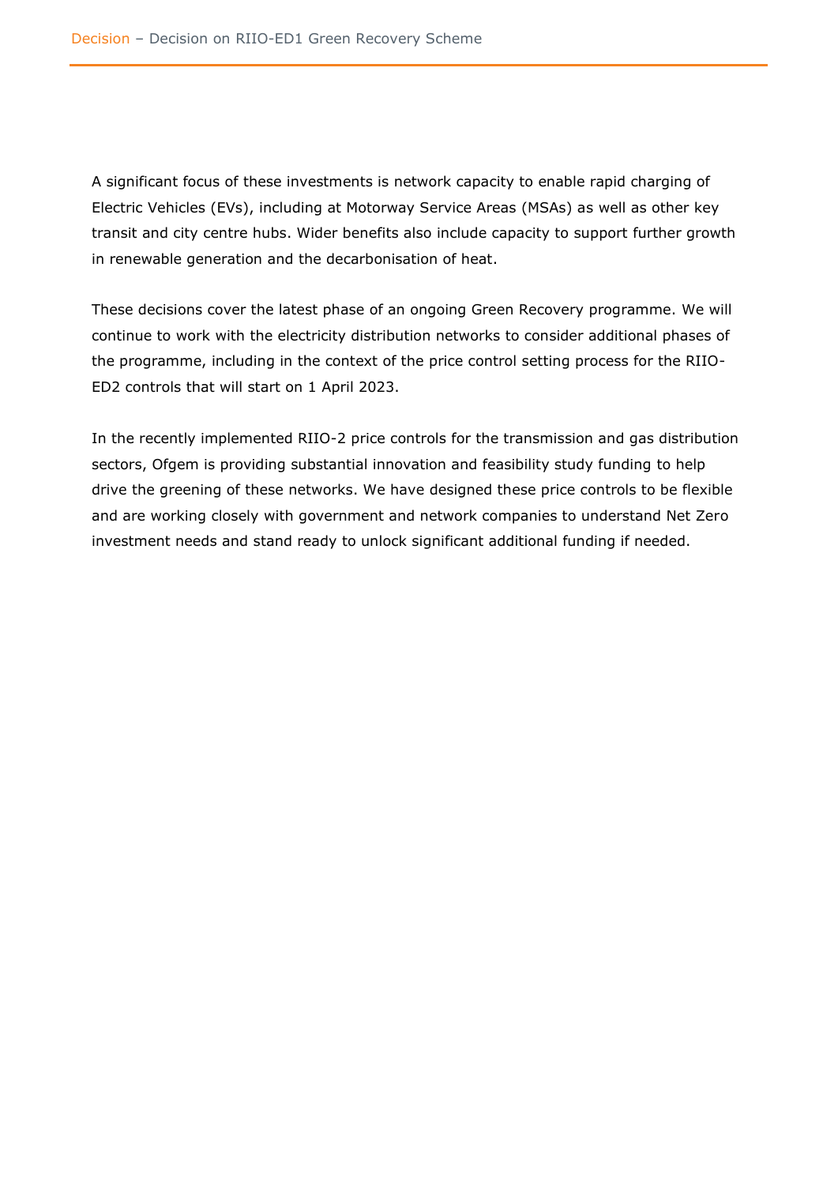A significant focus of these investments is network capacity to enable rapid charging of Electric Vehicles (EVs), including at Motorway Service Areas (MSAs) as well as other key transit and city centre hubs. Wider benefits also include capacity to support further growth in renewable generation and the decarbonisation of heat.

These decisions cover the latest phase of an ongoing Green Recovery programme. We will continue to work with the electricity distribution networks to consider additional phases of the programme, including in the context of the price control setting process for the RIIO-ED2 controls that will start on 1 April 2023.

In the recently implemented RIIO-2 price controls for the transmission and gas distribution sectors, Ofgem is providing substantial innovation and feasibility study funding to help drive the greening of these networks. We have designed these price controls to be flexible and are working closely with government and network companies to understand Net Zero investment needs and stand ready to unlock significant additional funding if needed.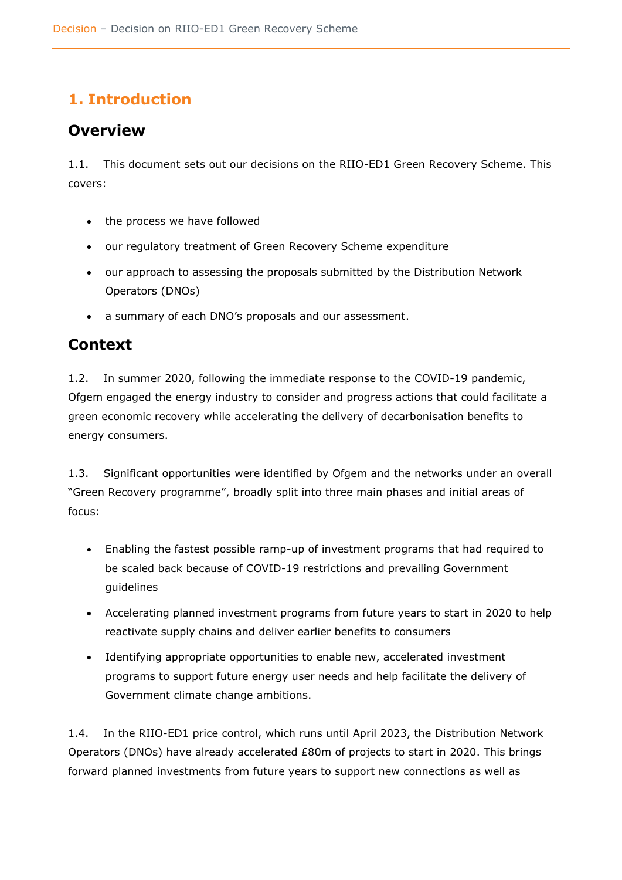# 1. Introduction

## Overview

1.1. This document sets out our decisions on the RIIO-ED1 Green Recovery Scheme. This covers:

- the process we have followed
- our regulatory treatment of Green Recovery Scheme expenditure
- our approach to assessing the proposals submitted by the Distribution Network Operators (DNOs)
- a summary of each DNO's proposals and our assessment.

## Context

1.2. In summer 2020, following the immediate response to the COVID-19 pandemic, Ofgem engaged the energy industry to consider and progress actions that could facilitate a green economic recovery while accelerating the delivery of decarbonisation benefits to energy consumers.

1.3. Significant opportunities were identified by Ofgem and the networks under an overall "Green Recovery programme", broadly split into three main phases and initial areas of focus:

- Enabling the fastest possible ramp-up of investment programs that had required to be scaled back because of COVID-19 restrictions and prevailing Government guidelines
- Accelerating planned investment programs from future years to start in 2020 to help reactivate supply chains and deliver earlier benefits to consumers
- Identifying appropriate opportunities to enable new, accelerated investment programs to support future energy user needs and help facilitate the delivery of Government climate change ambitions.

1.4. In the RIIO-ED1 price control, which runs until April 2023, the Distribution Network Operators (DNOs) have already accelerated £80m of projects to start in 2020. This brings forward planned investments from future years to support new connections as well as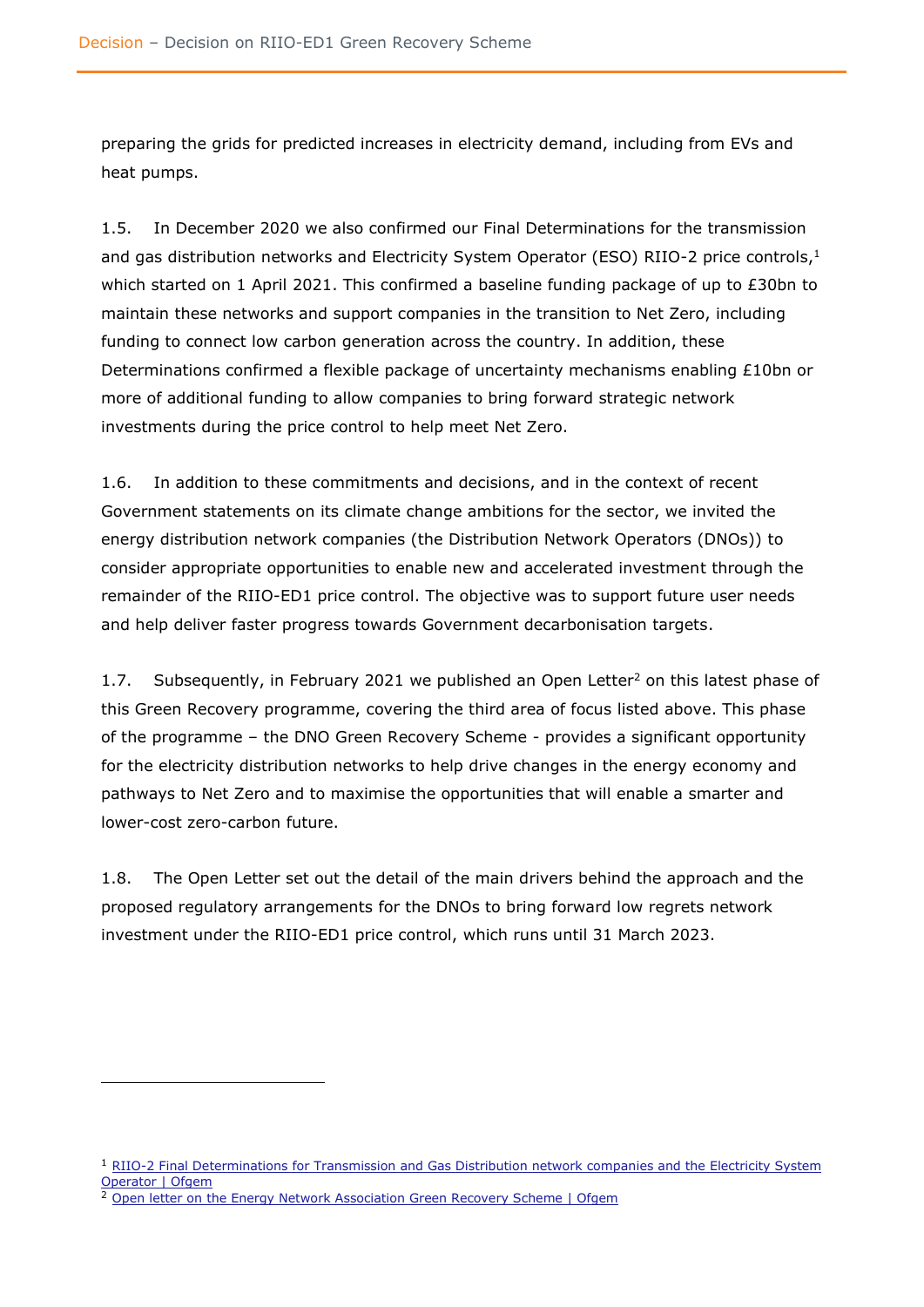preparing the grids for predicted increases in electricity demand, including from EVs and heat pumps.

1.5. In December 2020 we also confirmed our Final Determinations for the transmission and gas distribution networks and Electricity System Operator (ESO) RIIO-2 price controls,[1] which started on 1 April 2021. This confirmed a baseline funding package of up to £30bn to maintain these networks and support companies in the transition to Net Zero, including funding to connect low carbon generation across the country. In addition, these Determinations confirmed a flexible package of uncertainty mechanisms enabling £10bn or more of additional funding to allow companies to bring forward strategic network investments during the price control to help meet Net Zero.

1.6. In addition to these commitments and decisions, and in the context of recent Government statements on its climate change ambitions for the sector, we invited the energy distribution network companies (the Distribution Network Operators (DNOs)) to consider appropriate opportunities to enable new and accelerated investment through the remainder of the RIIO-ED1 price control. The objective was to support future user needs and help deliver faster progress towards Government decarbonisation targets.

1.7. Subsequently, in February 2021 we published an Open Letter[2] on this latest phase of this Green Recovery programme, covering the third area of focus listed above. This phase of the programme – the DNO Green Recovery Scheme - provides a significant opportunity for the electricity distribution networks to help drive changes in the energy economy and pathways to Net Zero and to maximise the opportunities that will enable a smarter and lower-cost zero-carbon future.

1.8. The Open Letter set out the detail of the main drivers behind the approach and the proposed regulatory arrangements for the DNOs to bring forward low regrets network investment under the RIIO-ED1 price control, which runs until 31 March 2023.

[1] RIIO-2 Final Determinations for Transmission and Gas Distribution network companies and the Electricity System Operator | Ofgem

[2] Open letter on the Energy Network Association Green Recovery Scheme | Ofgem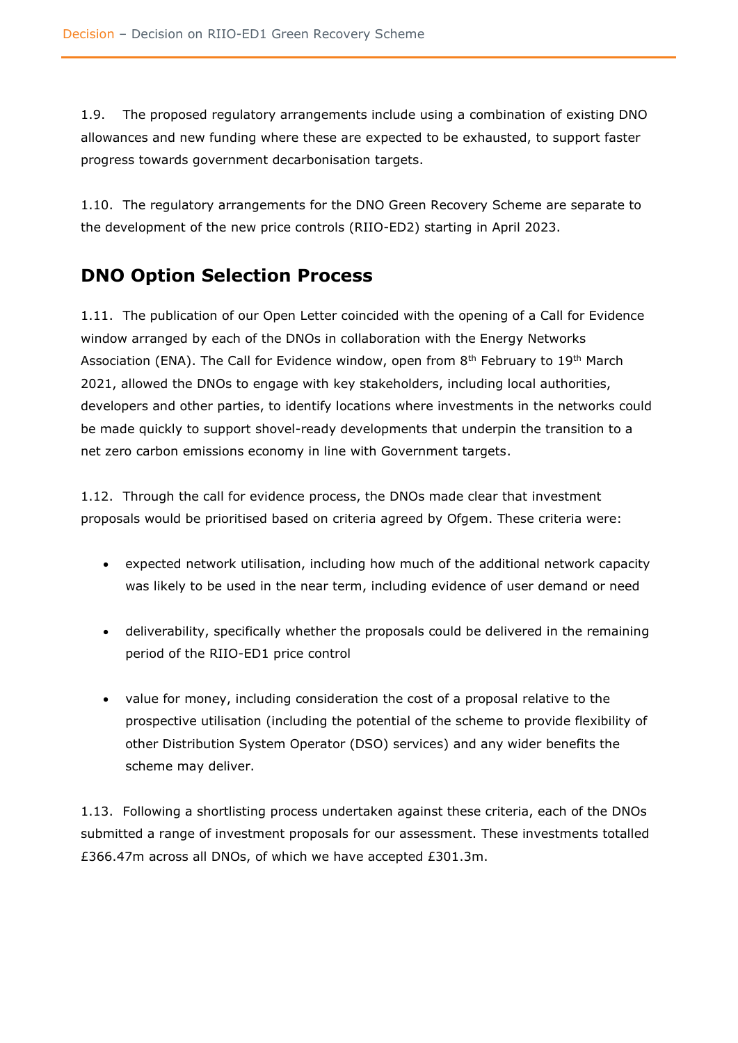1.9. The proposed regulatory arrangements include using a combination of existing DNO allowances and new funding where these are expected to be exhausted, to support faster progress towards government decarbonisation targets.

1.10. The regulatory arrangements for the DNO Green Recovery Scheme are separate to the development of the new price controls (RIIO-ED2) starting in April 2023.

## DNO Option Selection Process

1.11. The publication of our Open Letter coincided with the opening of a Call for Evidence window arranged by each of the DNOs in collaboration with the Energy Networks Association (ENA). The Call for Evidence window, open from 8th February to 19th March 2021, allowed the DNOs to engage with key stakeholders, including local authorities, developers and other parties, to identify locations where investments in the networks could be made quickly to support shovel-ready developments that underpin the transition to a net zero carbon emissions economy in line with Government targets.

1.12. Through the call for evidence process, the DNOs made clear that investment proposals would be prioritised based on criteria agreed by Ofgem. These criteria were:

- expected network utilisation, including how much of the additional network capacity was likely to be used in the near term, including evidence of user demand or need
- deliverability, specifically whether the proposals could be delivered in the remaining period of the RIIO-ED1 price control
- value for money, including consideration the cost of a proposal relative to the prospective utilisation (including the potential of the scheme to provide flexibility of other Distribution System Operator (DSO) services) and any wider benefits the scheme may deliver.

1.13. Following a shortlisting process undertaken against these criteria, each of the DNOs submitted a range of investment proposals for our assessment. These investments totalled £366.47m across all DNOs, of which we have accepted £301.3m.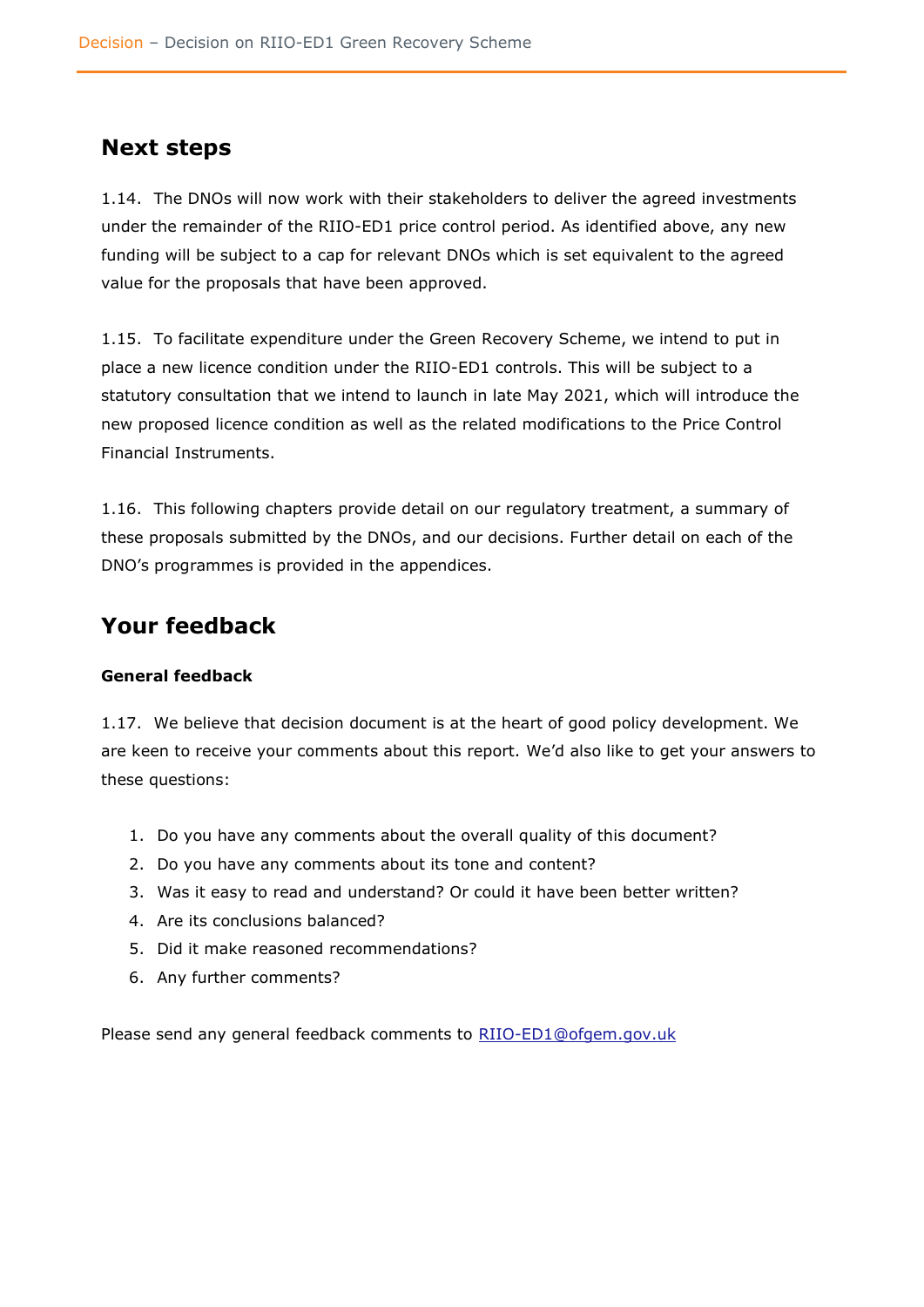## Next steps

1.14. The DNOs will now work with their stakeholders to deliver the agreed investments under the remainder of the RIIO-ED1 price control period. As identified above, any new funding will be subject to a cap for relevant DNOs which is set equivalent to the agreed value for the proposals that have been approved.

1.15. To facilitate expenditure under the Green Recovery Scheme, we intend to put in place a new licence condition under the RIIO-ED1 controls. This will be subject to a statutory consultation that we intend to launch in late May 2021, which will introduce the new proposed licence condition as well as the related modifications to the Price Control Financial Instruments.

1.16. This following chapters provide detail on our regulatory treatment, a summary of these proposals submitted by the DNOs, and our decisions. Further detail on each of the DNO's programmes is provided in the appendices.

## Your feedback

### General feedback

1.17. We believe that decision document is at the heart of good policy development. We are keen to receive your comments about this report. We'd also like to get your answers to these questions:

1. Do you have any comments about the overall quality of this document?
2. Do you have any comments about its tone and content?
3. Was it easy to read and understand? Or could it have been better written?
4. Are its conclusions balanced?
5. Did it make reasoned recommendations?
6. Any further comments?

Please send any general feedback comments to RIIO-ED1@ofgem.gov.uk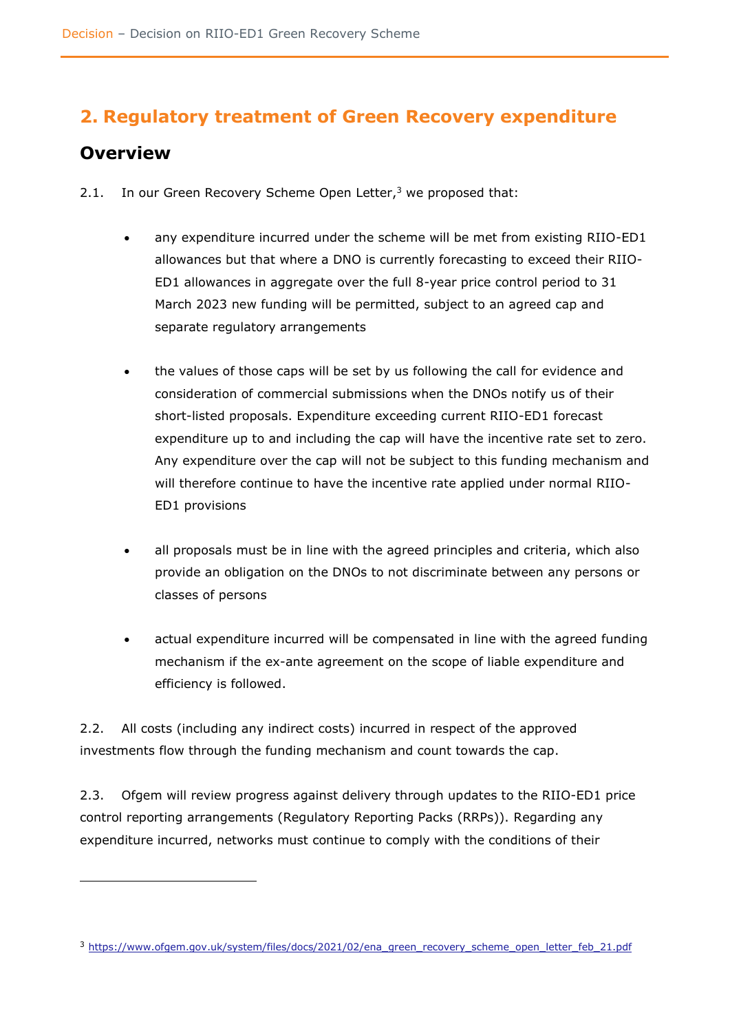## 2. Regulatory treatment of Green Recovery expenditure

### Overview

2.1. In our Green Recovery Scheme Open Letter,[3] we proposed that:

- any expenditure incurred under the scheme will be met from existing RIIO-ED1 allowances but that where a DNO is currently forecasting to exceed their RIIO-ED1 allowances in aggregate over the full 8-year price control period to 31 March 2023 new funding will be permitted, subject to an agreed cap and separate regulatory arrangements

- the values of those caps will be set by us following the call for evidence and consideration of commercial submissions when the DNOs notify us of their short-listed proposals. Expenditure exceeding current RIIO-ED1 forecast expenditure up to and including the cap will have the incentive rate set to zero. Any expenditure over the cap will not be subject to this funding mechanism and will therefore continue to have the incentive rate applied under normal RIIO-ED1 provisions

- all proposals must be in line with the agreed principles and criteria, which also provide an obligation on the DNOs to not discriminate between any persons or classes of persons

- actual expenditure incurred will be compensated in line with the agreed funding mechanism if the ex-ante agreement on the scope of liable expenditure and efficiency is followed.

2.2. All costs (including any indirect costs) incurred in respect of the approved investments flow through the funding mechanism and count towards the cap.

2.3. Ofgem will review progress against delivery through updates to the RIIO-ED1 price control reporting arrangements (Regulatory Reporting Packs (RRPs)). Regarding any expenditure incurred, networks must continue to comply with the conditions of their

[3] https://www.ofgem.gov.uk/system/files/docs/2021/02/ena_green_recovery_scheme_open_letter_feb_21.pdf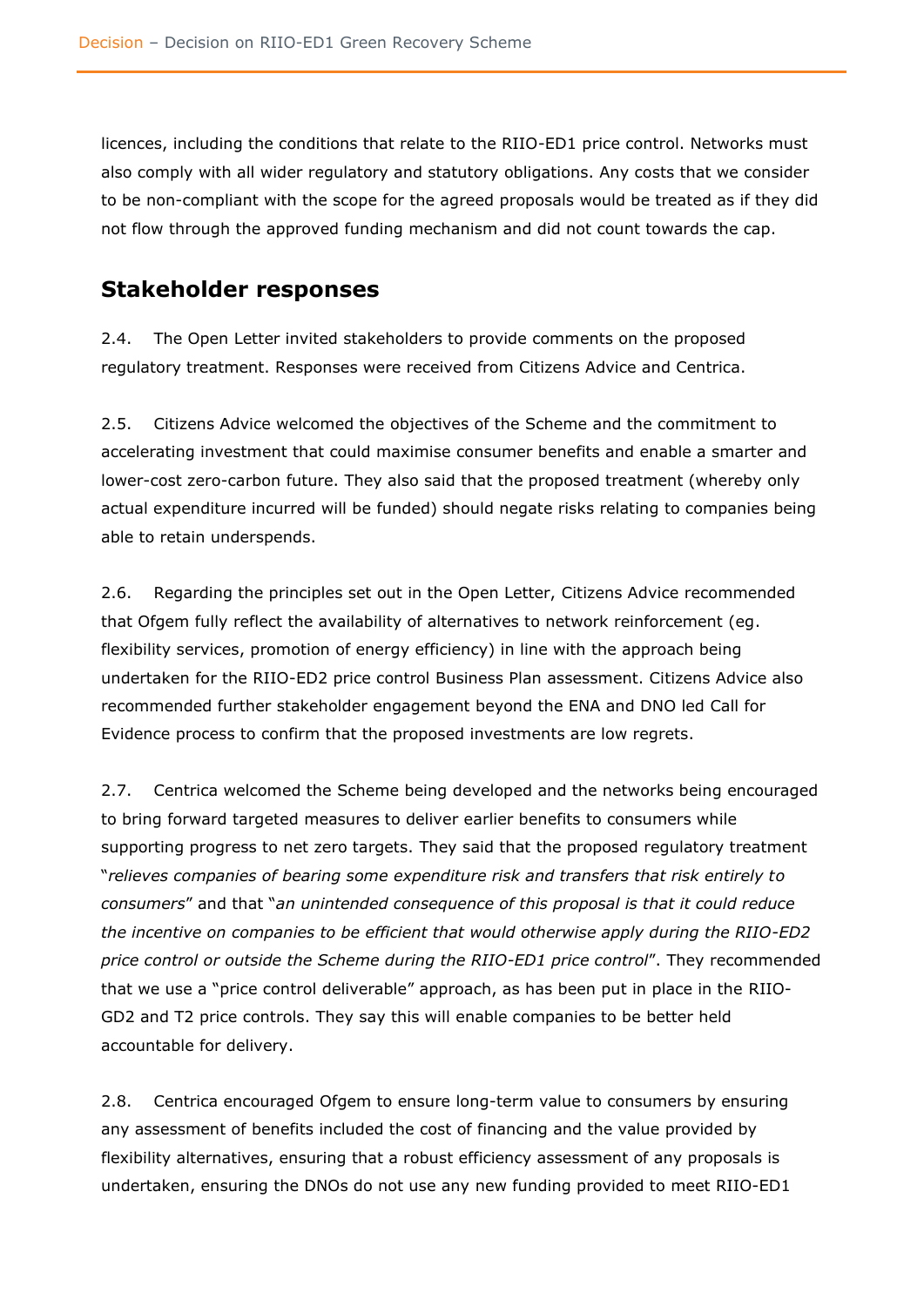licences, including the conditions that relate to the RIIO-ED1 price control. Networks must also comply with all wider regulatory and statutory obligations. Any costs that we consider to be non-compliant with the scope for the agreed proposals would be treated as if they did not flow through the approved funding mechanism and did not count towards the cap.

## Stakeholder responses

2.4. The Open Letter invited stakeholders to provide comments on the proposed regulatory treatment. Responses were received from Citizens Advice and Centrica.

2.5. Citizens Advice welcomed the objectives of the Scheme and the commitment to accelerating investment that could maximise consumer benefits and enable a smarter and lower-cost zero-carbon future. They also said that the proposed treatment (whereby only actual expenditure incurred will be funded) should negate risks relating to companies being able to retain underspends.

2.6. Regarding the principles set out in the Open Letter, Citizens Advice recommended that Ofgem fully reflect the availability of alternatives to network reinforcement (eg. flexibility services, promotion of energy efficiency) in line with the approach being undertaken for the RIIO-ED2 price control Business Plan assessment. Citizens Advice also recommended further stakeholder engagement beyond the ENA and DNO led Call for Evidence process to confirm that the proposed investments are low regrets.

2.7. Centrica welcomed the Scheme being developed and the networks being encouraged to bring forward targeted measures to deliver earlier benefits to consumers while supporting progress to net zero targets. They said that the proposed regulatory treatment "*relieves companies of bearing some expenditure risk and transfers that risk entirely to consumers*" and that "*an unintended consequence of this proposal is that it could reduce the incentive on companies to be efficient that would otherwise apply during the RIIO-ED2 price control or outside the Scheme during the RIIO-ED1 price control*". They recommended that we use a "price control deliverable" approach, as has been put in place in the RIIO-GD2 and T2 price controls. They say this will enable companies to be better held accountable for delivery.

2.8. Centrica encouraged Ofgem to ensure long-term value to consumers by ensuring any assessment of benefits included the cost of financing and the value provided by flexibility alternatives, ensuring that a robust efficiency assessment of any proposals is undertaken, ensuring the DNOs do not use any new funding provided to meet RIIO-ED1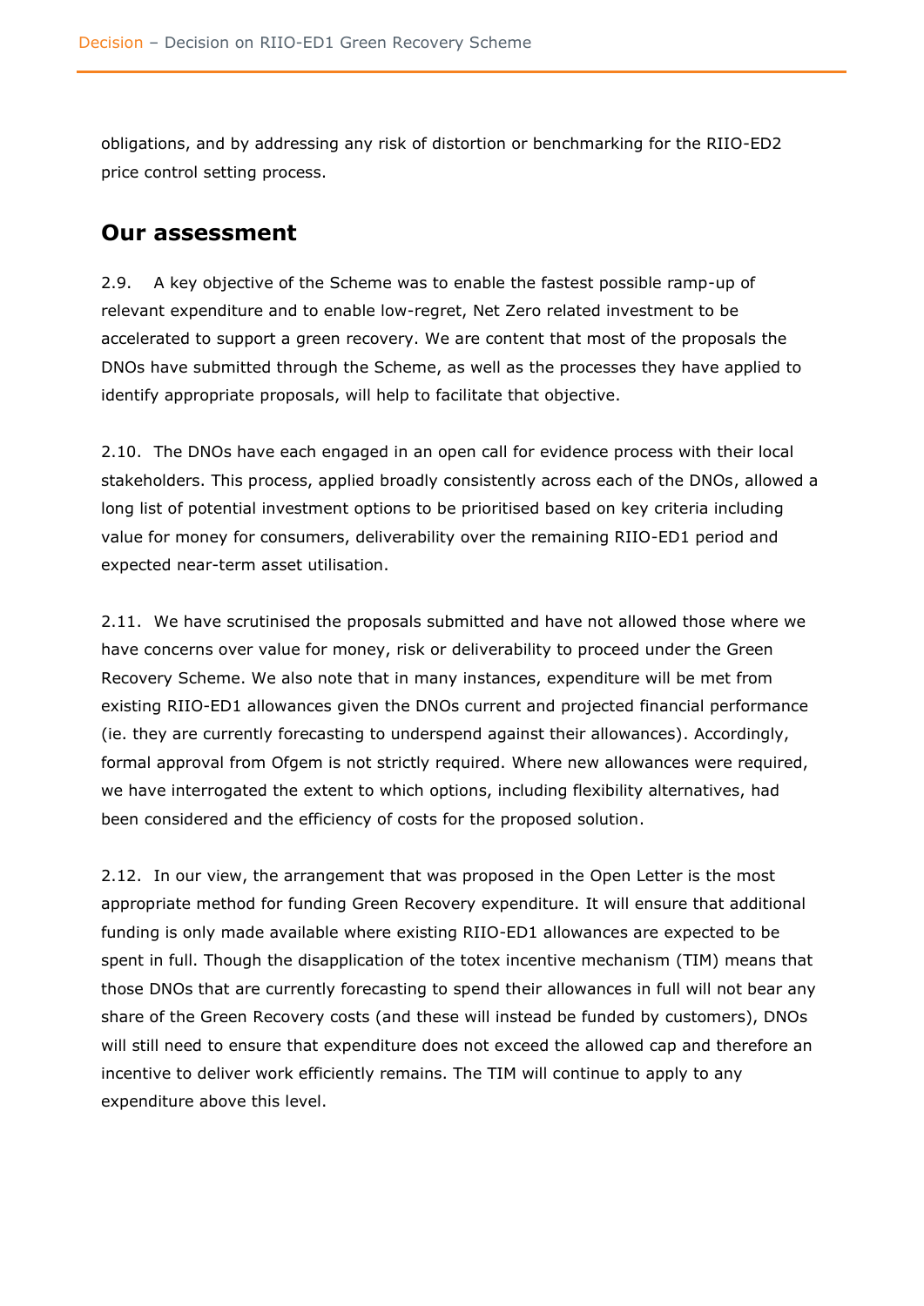obligations, and by addressing any risk of distortion or benchmarking for the RIIO-ED2 price control setting process.

## Our assessment

2.9. A key objective of the Scheme was to enable the fastest possible ramp-up of relevant expenditure and to enable low-regret, Net Zero related investment to be accelerated to support a green recovery. We are content that most of the proposals the DNOs have submitted through the Scheme, as well as the processes they have applied to identify appropriate proposals, will help to facilitate that objective.

2.10. The DNOs have each engaged in an open call for evidence process with their local stakeholders. This process, applied broadly consistently across each of the DNOs, allowed a long list of potential investment options to be prioritised based on key criteria including value for money for consumers, deliverability over the remaining RIIO-ED1 period and expected near-term asset utilisation.

2.11. We have scrutinised the proposals submitted and have not allowed those where we have concerns over value for money, risk or deliverability to proceed under the Green Recovery Scheme. We also note that in many instances, expenditure will be met from existing RIIO-ED1 allowances given the DNOs current and projected financial performance (ie. they are currently forecasting to underspend against their allowances). Accordingly, formal approval from Ofgem is not strictly required. Where new allowances were required, we have interrogated the extent to which options, including flexibility alternatives, had been considered and the efficiency of costs for the proposed solution.

2.12. In our view, the arrangement that was proposed in the Open Letter is the most appropriate method for funding Green Recovery expenditure. It will ensure that additional funding is only made available where existing RIIO-ED1 allowances are expected to be spent in full. Though the disapplication of the totex incentive mechanism (TIM) means that those DNOs that are currently forecasting to spend their allowances in full will not bear any share of the Green Recovery costs (and these will instead be funded by customers), DNOs will still need to ensure that expenditure does not exceed the allowed cap and therefore an incentive to deliver work efficiently remains. The TIM will continue to apply to any expenditure above this level.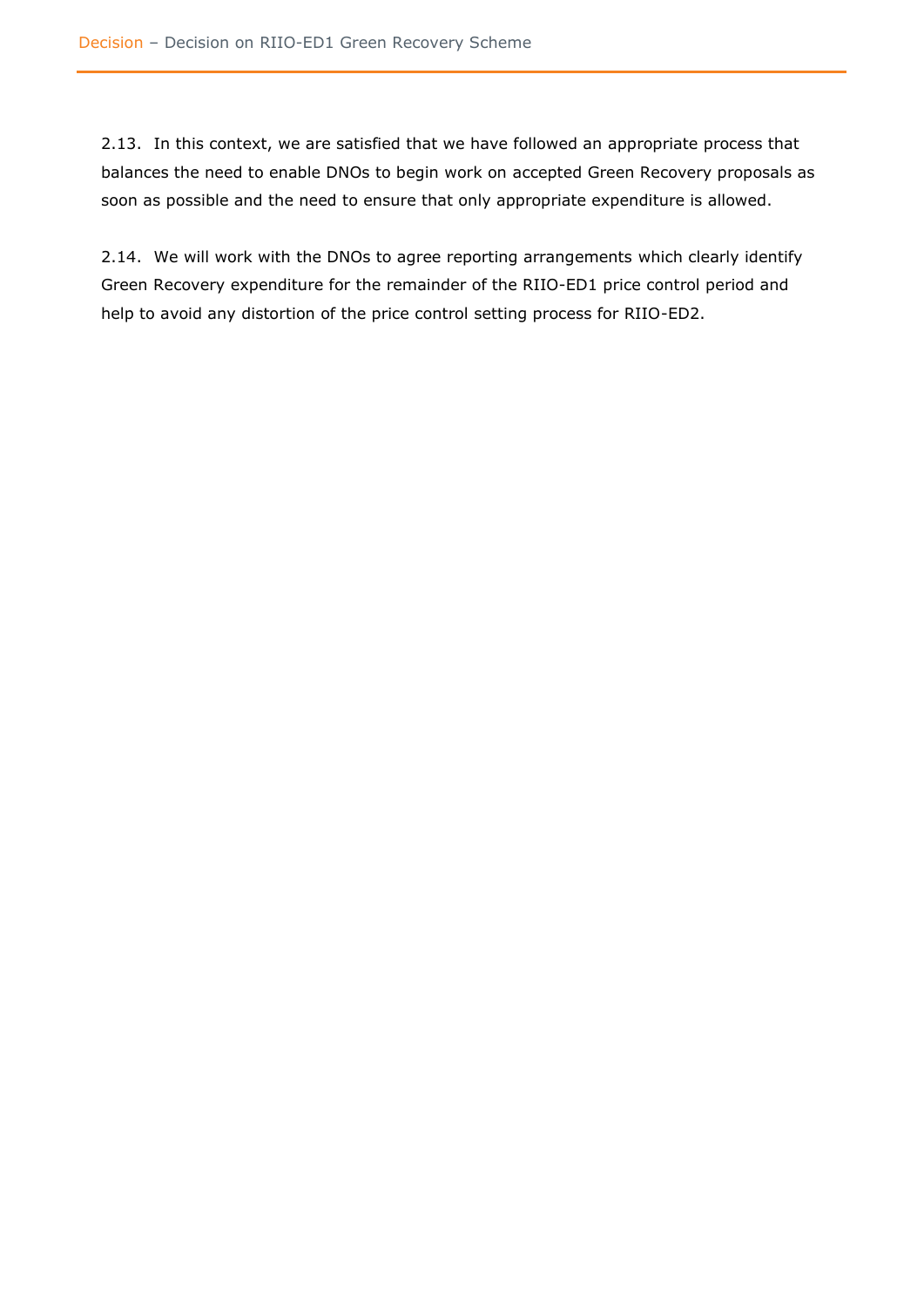2.13. In this context, we are satisfied that we have followed an appropriate process that balances the need to enable DNOs to begin work on accepted Green Recovery proposals as soon as possible and the need to ensure that only appropriate expenditure is allowed.

2.14. We will work with the DNOs to agree reporting arrangements which clearly identify Green Recovery expenditure for the remainder of the RIIO-ED1 price control period and help to avoid any distortion of the price control setting process for RIIO-ED2.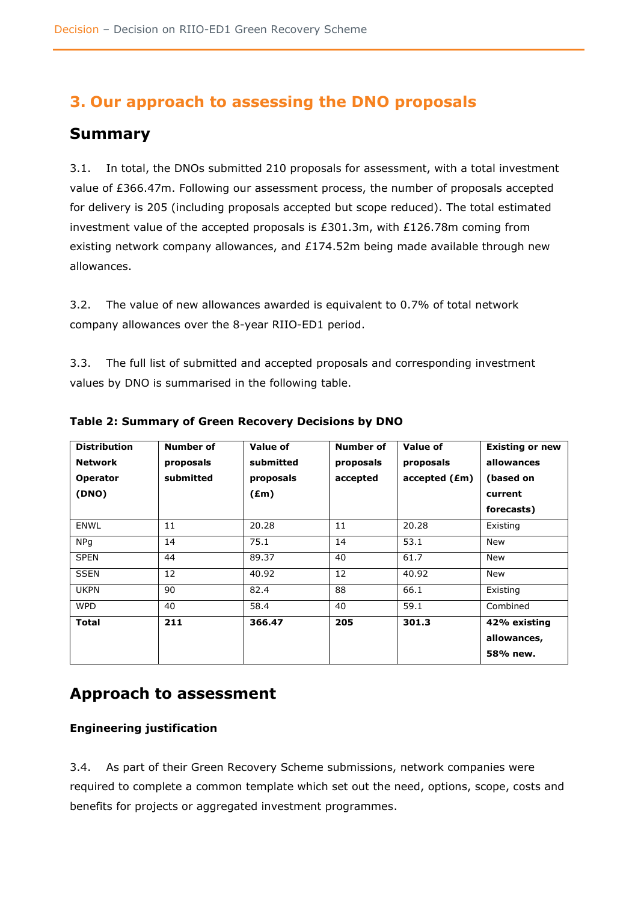## 3. Our approach to assessing the DNO proposals

### Summary

3.1. In total, the DNOs submitted 210 proposals for assessment, with a total investment value of £366.47m. Following our assessment process, the number of proposals accepted for delivery is 205 (including proposals accepted but scope reduced). The total estimated investment value of the accepted proposals is £301.3m, with £126.78m coming from existing network company allowances, and £174.52m being made available through new allowances.

3.2. The value of new allowances awarded is equivalent to 0.7% of total network company allowances over the 8-year RIIO-ED1 period.

3.3. The full list of submitted and accepted proposals and corresponding investment values by DNO is summarised in the following table.

**Table 2: Summary of Green Recovery Decisions by DNO**

| Distribution Network Operator (DNO) | Number of proposals submitted | Value of submitted proposals (£m) | Number of proposals accepted | Value of proposals accepted (£m) | Existing or new allowances (based on current forecasts) |
|---|---|---|---|---|---|
| ENWL | 11 | 20.28 | 11 | 20.28 | Existing |
| NPg | 14 | 75.1 | 14 | 53.1 | New |
| SPEN | 44 | 89.37 | 40 | 61.7 | New |
| SSEN | 12 | 40.92 | 12 | 40.92 | New |
| UKPN | 90 | 82.4 | 88 | 66.1 | Existing |
| WPD | 40 | 58.4 | 40 | 59.1 | Combined |
| **Total** | **211** | **366.47** | **205** | **301.3** | **42% existing allowances, 58% new.** |

### Approach to assessment

**Engineering justification**

3.4. As part of their Green Recovery Scheme submissions, network companies were required to complete a common template which set out the need, options, scope, costs and benefits for projects or aggregated investment programmes.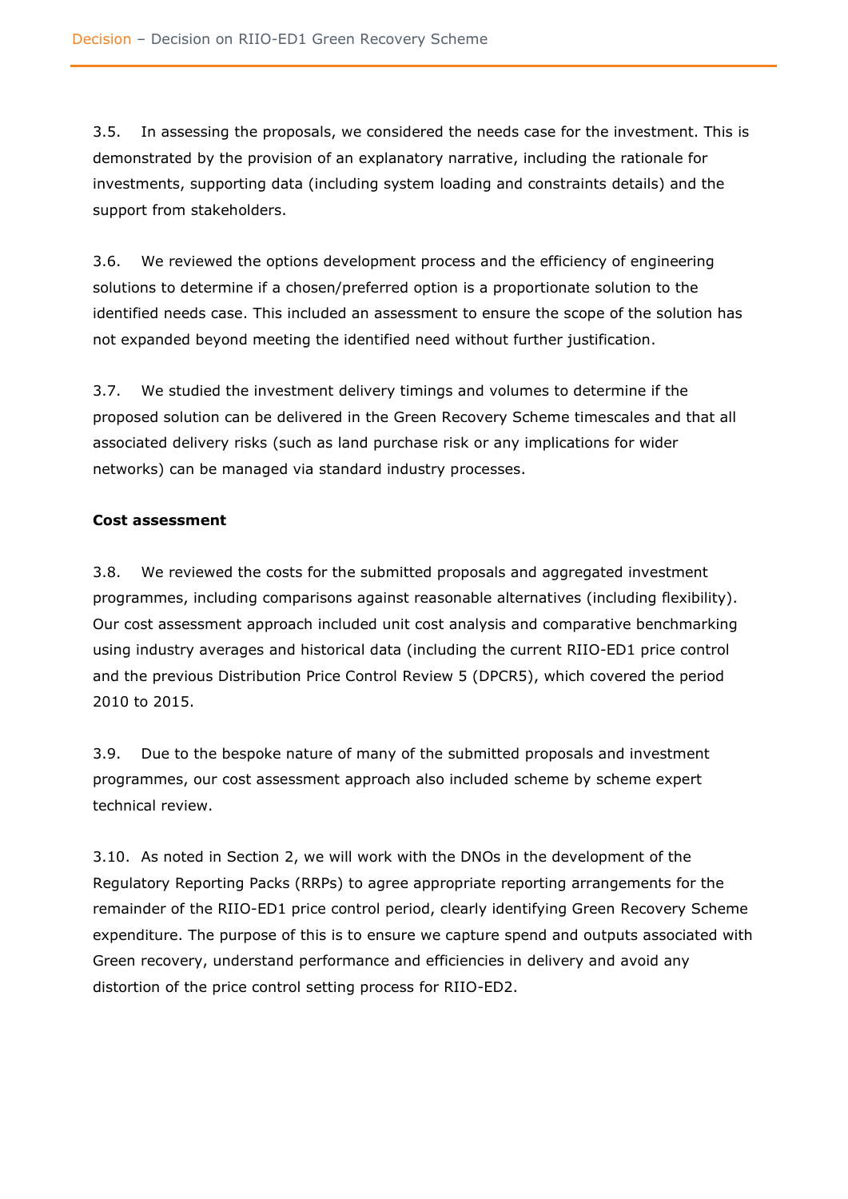3.5. In assessing the proposals, we considered the needs case for the investment. This is demonstrated by the provision of an explanatory narrative, including the rationale for investments, supporting data (including system loading and constraints details) and the support from stakeholders.

3.6. We reviewed the options development process and the efficiency of engineering solutions to determine if a chosen/preferred option is a proportionate solution to the identified needs case. This included an assessment to ensure the scope of the solution has not expanded beyond meeting the identified need without further justification.

3.7. We studied the investment delivery timings and volumes to determine if the proposed solution can be delivered in the Green Recovery Scheme timescales and that all associated delivery risks (such as land purchase risk or any implications for wider networks) can be managed via standard industry processes.

**Cost assessment**

3.8. We reviewed the costs for the submitted proposals and aggregated investment programmes, including comparisons against reasonable alternatives (including flexibility). Our cost assessment approach included unit cost analysis and comparative benchmarking using industry averages and historical data (including the current RIIO-ED1 price control and the previous Distribution Price Control Review 5 (DPCR5), which covered the period 2010 to 2015.

3.9. Due to the bespoke nature of many of the submitted proposals and investment programmes, our cost assessment approach also included scheme by scheme expert technical review.

3.10. As noted in Section 2, we will work with the DNOs in the development of the Regulatory Reporting Packs (RRPs) to agree appropriate reporting arrangements for the remainder of the RIIO-ED1 price control period, clearly identifying Green Recovery Scheme expenditure. The purpose of this is to ensure we capture spend and outputs associated with Green recovery, understand performance and efficiencies in delivery and avoid any distortion of the price control setting process for RIIO-ED2.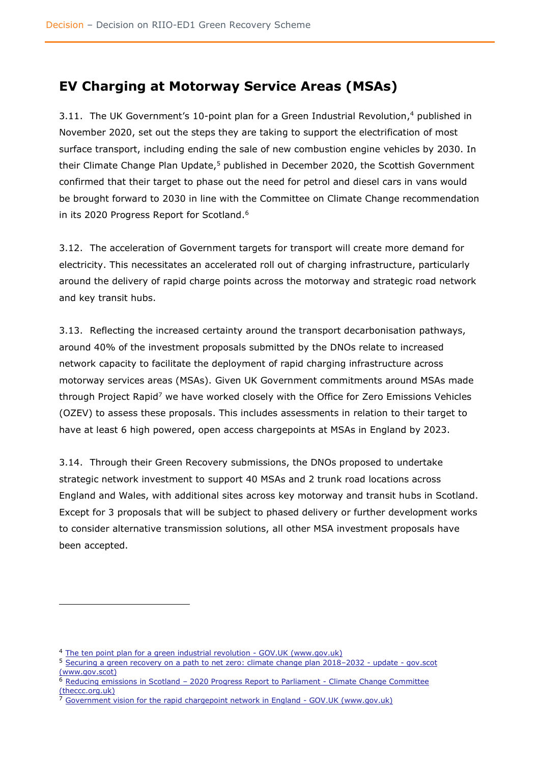## EV Charging at Motorway Service Areas (MSAs)

3.11. The UK Government's 10-point plan for a Green Industrial Revolution,[4] published in November 2020, set out the steps they are taking to support the electrification of most surface transport, including ending the sale of new combustion engine vehicles by 2030. In their Climate Change Plan Update,[5] published in December 2020, the Scottish Government confirmed that their target to phase out the need for petrol and diesel cars in vans would be brought forward to 2030 in line with the Committee on Climate Change recommendation in its 2020 Progress Report for Scotland.[6]

3.12. The acceleration of Government targets for transport will create more demand for electricity. This necessitates an accelerated roll out of charging infrastructure, particularly around the delivery of rapid charge points across the motorway and strategic road network and key transit hubs.

3.13. Reflecting the increased certainty around the transport decarbonisation pathways, around 40% of the investment proposals submitted by the DNOs relate to increased network capacity to facilitate the deployment of rapid charging infrastructure across motorway services areas (MSAs). Given UK Government commitments around MSAs made through Project Rapid[7] we have worked closely with the Office for Zero Emissions Vehicles (OZEV) to assess these proposals. This includes assessments in relation to their target to have at least 6 high powered, open access chargepoints at MSAs in England by 2023.

3.14. Through their Green Recovery submissions, the DNOs proposed to undertake strategic network investment to support 40 MSAs and 2 trunk road locations across England and Wales, with additional sites across key motorway and transit hubs in Scotland. Except for 3 proposals that will be subject to phased delivery or further development works to consider alternative transmission solutions, all other MSA investment proposals have been accepted.

---

[4] The ten point plan for a green industrial revolution - GOV.UK (www.gov.uk)

[5] Securing a green recovery on a path to net zero: climate change plan 2018–2032 - update - gov.scot (www.gov.scot)

[6] Reducing emissions in Scotland – 2020 Progress Report to Parliament - Climate Change Committee (theccc.org.uk)

[7] Government vision for the rapid chargepoint network in England - GOV.UK (www.gov.uk)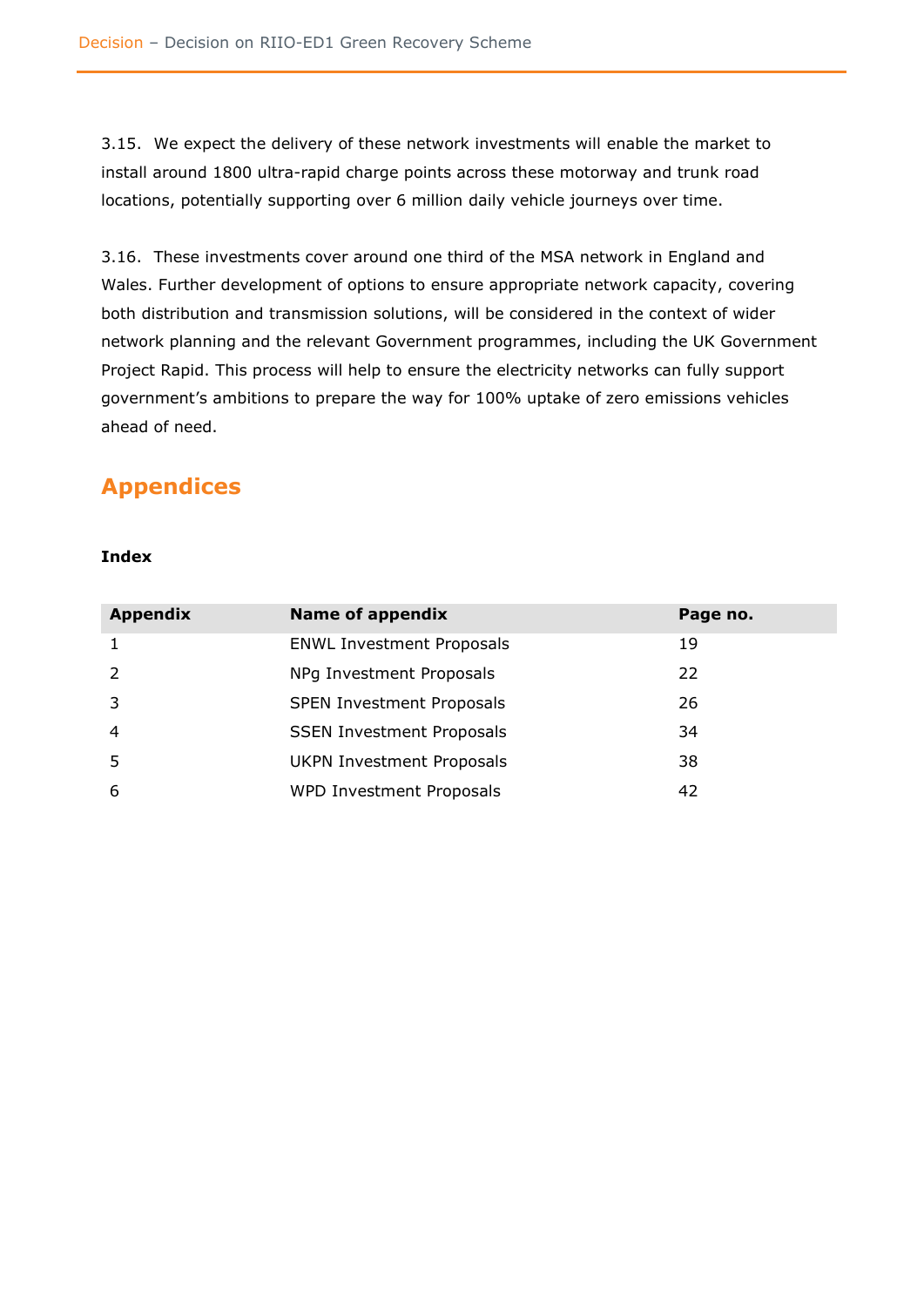3.15. We expect the delivery of these network investments will enable the market to install around 1800 ultra-rapid charge points across these motorway and trunk road locations, potentially supporting over 6 million daily vehicle journeys over time.

3.16. These investments cover around one third of the MSA network in England and Wales. Further development of options to ensure appropriate network capacity, covering both distribution and transmission solutions, will be considered in the context of wider network planning and the relevant Government programmes, including the UK Government Project Rapid. This process will help to ensure the electricity networks can fully support government's ambitions to prepare the way for 100% uptake of zero emissions vehicles ahead of need.

## Appendices

**Index**

| Appendix | Name of appendix | Page no. |
|---|---|---|
| 1 | ENWL Investment Proposals | 19 |
| 2 | NPg Investment Proposals | 22 |
| 3 | SPEN Investment Proposals | 26 |
| 4 | SSEN Investment Proposals | 34 |
| 5 | UKPN Investment Proposals | 38 |
| 6 | WPD Investment Proposals | 42 |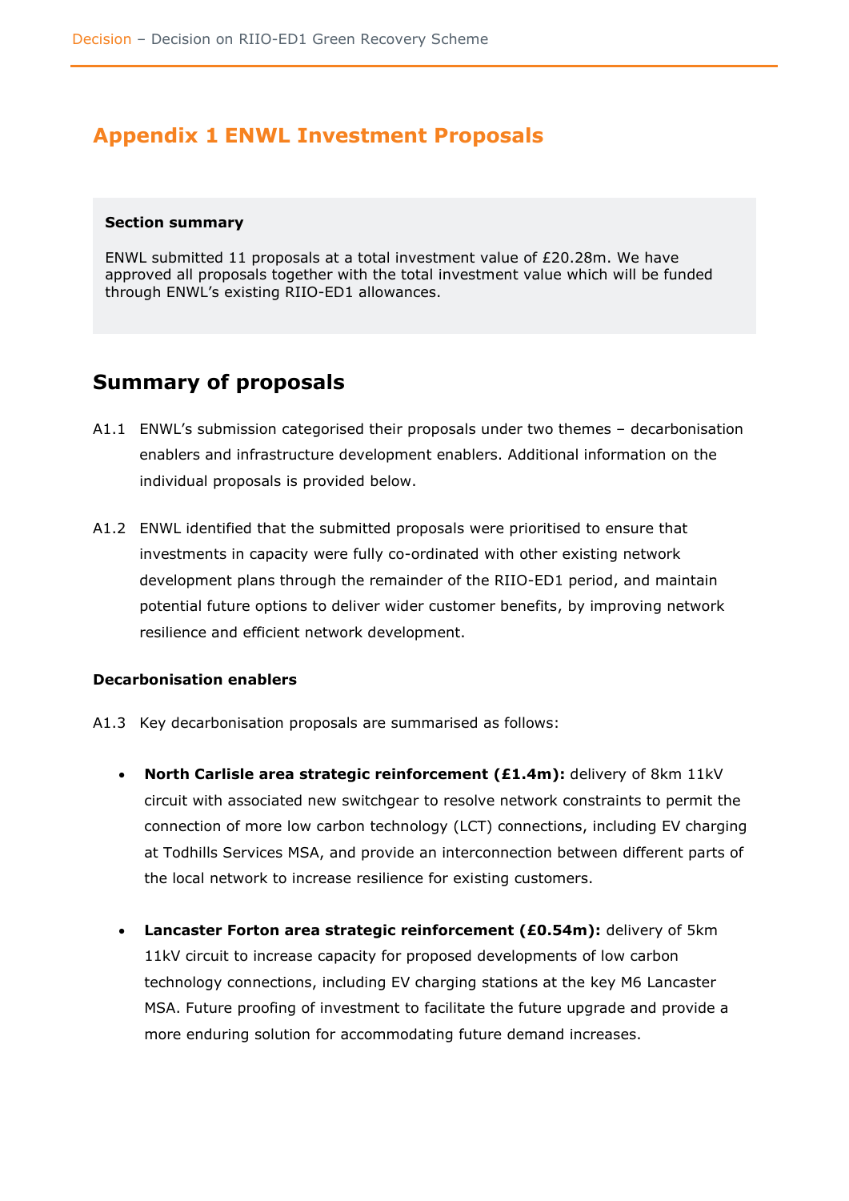# Appendix 1 ENWL Investment Proposals

**Section summary**

ENWL submitted 11 proposals at a total investment value of £20.28m. We have approved all proposals together with the total investment value which will be funded through ENWL's existing RIIO-ED1 allowances.

## Summary of proposals

A1.1 ENWL's submission categorised their proposals under two themes – decarbonisation enablers and infrastructure development enablers. Additional information on the individual proposals is provided below.

A1.2 ENWL identified that the submitted proposals were prioritised to ensure that investments in capacity were fully co-ordinated with other existing network development plans through the remainder of the RIIO-ED1 period, and maintain potential future options to deliver wider customer benefits, by improving network resilience and efficient network development.

### Decarbonisation enablers

A1.3 Key decarbonisation proposals are summarised as follows:

- **North Carlisle area strategic reinforcement (£1.4m):** delivery of 8km 11kV circuit with associated new switchgear to resolve network constraints to permit the connection of more low carbon technology (LCT) connections, including EV charging at Todhills Services MSA, and provide an interconnection between different parts of the local network to increase resilience for existing customers.

- **Lancaster Forton area strategic reinforcement (£0.54m):** delivery of 5km 11kV circuit to increase capacity for proposed developments of low carbon technology connections, including EV charging stations at the key M6 Lancaster MSA. Future proofing of investment to facilitate the future upgrade and provide a more enduring solution for accommodating future demand increases.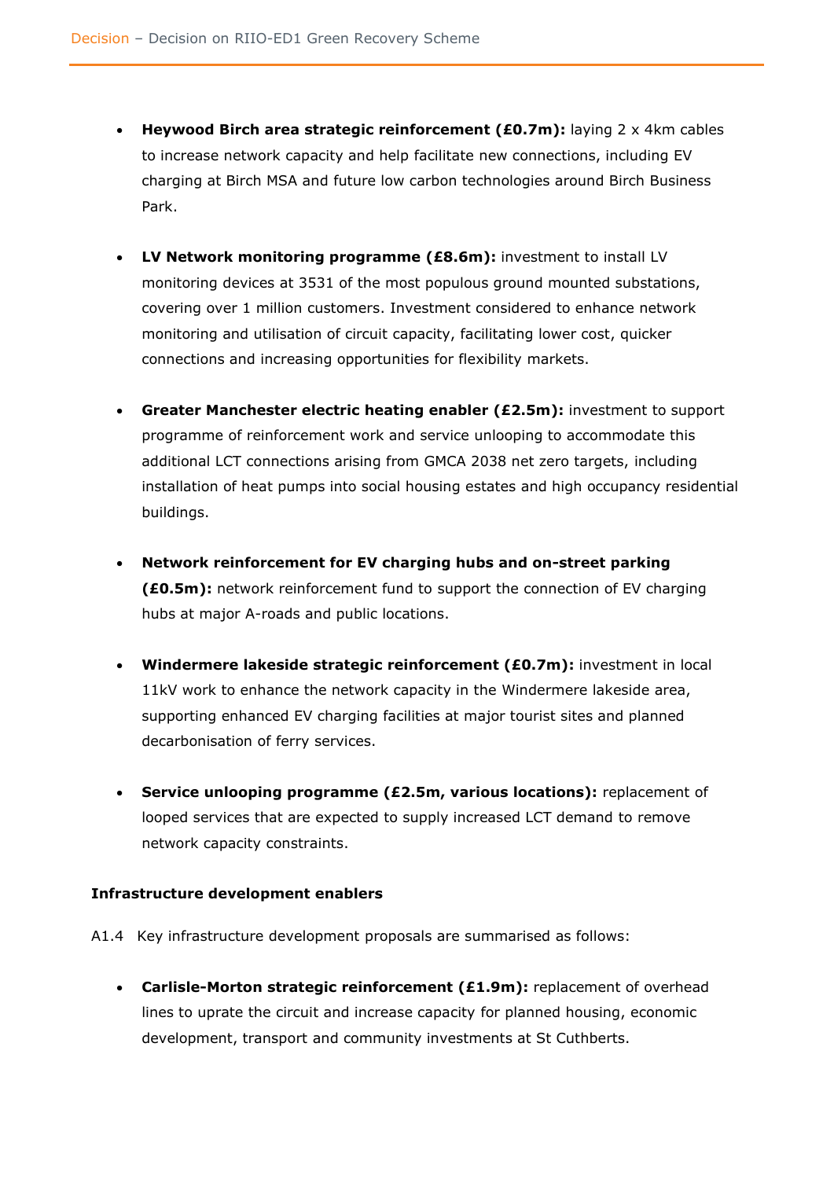- **Heywood Birch area strategic reinforcement (£0.7m):** laying 2 x 4km cables to increase network capacity and help facilitate new connections, including EV charging at Birch MSA and future low carbon technologies around Birch Business Park.

- **LV Network monitoring programme (£8.6m):** investment to install LV monitoring devices at 3531 of the most populous ground mounted substations, covering over 1 million customers. Investment considered to enhance network monitoring and utilisation of circuit capacity, facilitating lower cost, quicker connections and increasing opportunities for flexibility markets.

- **Greater Manchester electric heating enabler (£2.5m):** investment to support programme of reinforcement work and service unlooping to accommodate this additional LCT connections arising from GMCA 2038 net zero targets, including installation of heat pumps into social housing estates and high occupancy residential buildings.

- **Network reinforcement for EV charging hubs and on-street parking (£0.5m):** network reinforcement fund to support the connection of EV charging hubs at major A-roads and public locations.

- **Windermere lakeside strategic reinforcement (£0.7m):** investment in local 11kV work to enhance the network capacity in the Windermere lakeside area, supporting enhanced EV charging facilities at major tourist sites and planned decarbonisation of ferry services.

- **Service unlooping programme (£2.5m, various locations):** replacement of looped services that are expected to supply increased LCT demand to remove network capacity constraints.

**Infrastructure development enablers**

A1.4 Key infrastructure development proposals are summarised as follows:

- **Carlisle-Morton strategic reinforcement (£1.9m):** replacement of overhead lines to uprate the circuit and increase capacity for planned housing, economic development, transport and community investments at St Cuthberts.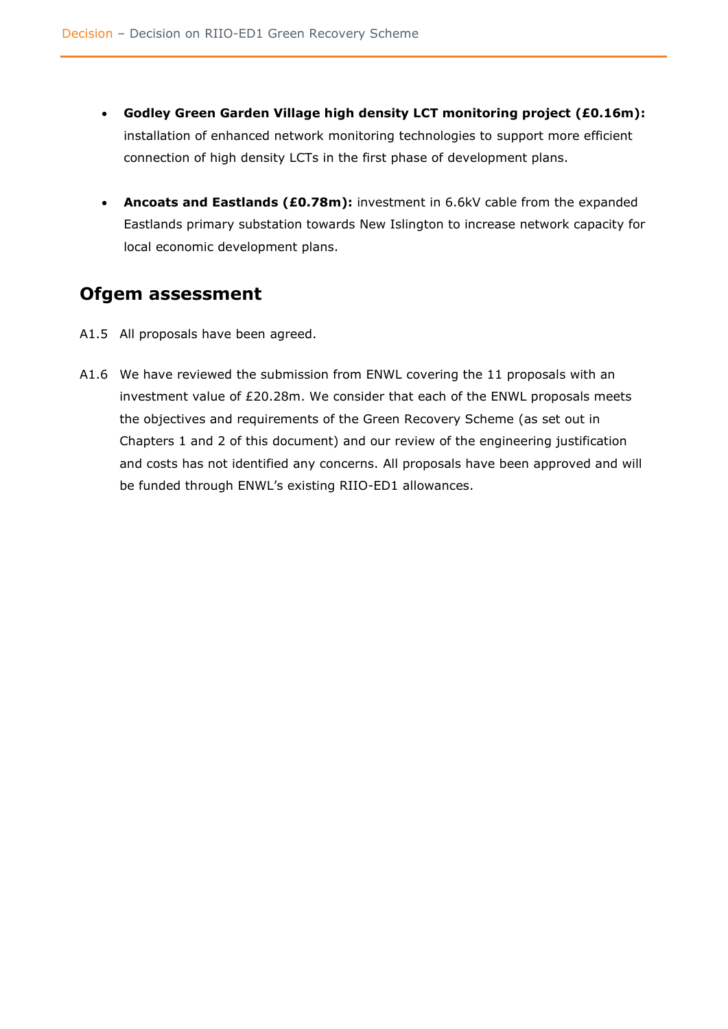- **Godley Green Garden Village high density LCT monitoring project (£0.16m):** installation of enhanced network monitoring technologies to support more efficient connection of high density LCTs in the first phase of development plans.

- **Ancoats and Eastlands (£0.78m):** investment in 6.6kV cable from the expanded Eastlands primary substation towards New Islington to increase network capacity for local economic development plans.

## Ofgem assessment

A1.5 All proposals have been agreed.

A1.6 We have reviewed the submission from ENWL covering the 11 proposals with an investment value of £20.28m. We consider that each of the ENWL proposals meets the objectives and requirements of the Green Recovery Scheme (as set out in Chapters 1 and 2 of this document) and our review of the engineering justification and costs has not identified any concerns. All proposals have been approved and will be funded through ENWL's existing RIIO-ED1 allowances.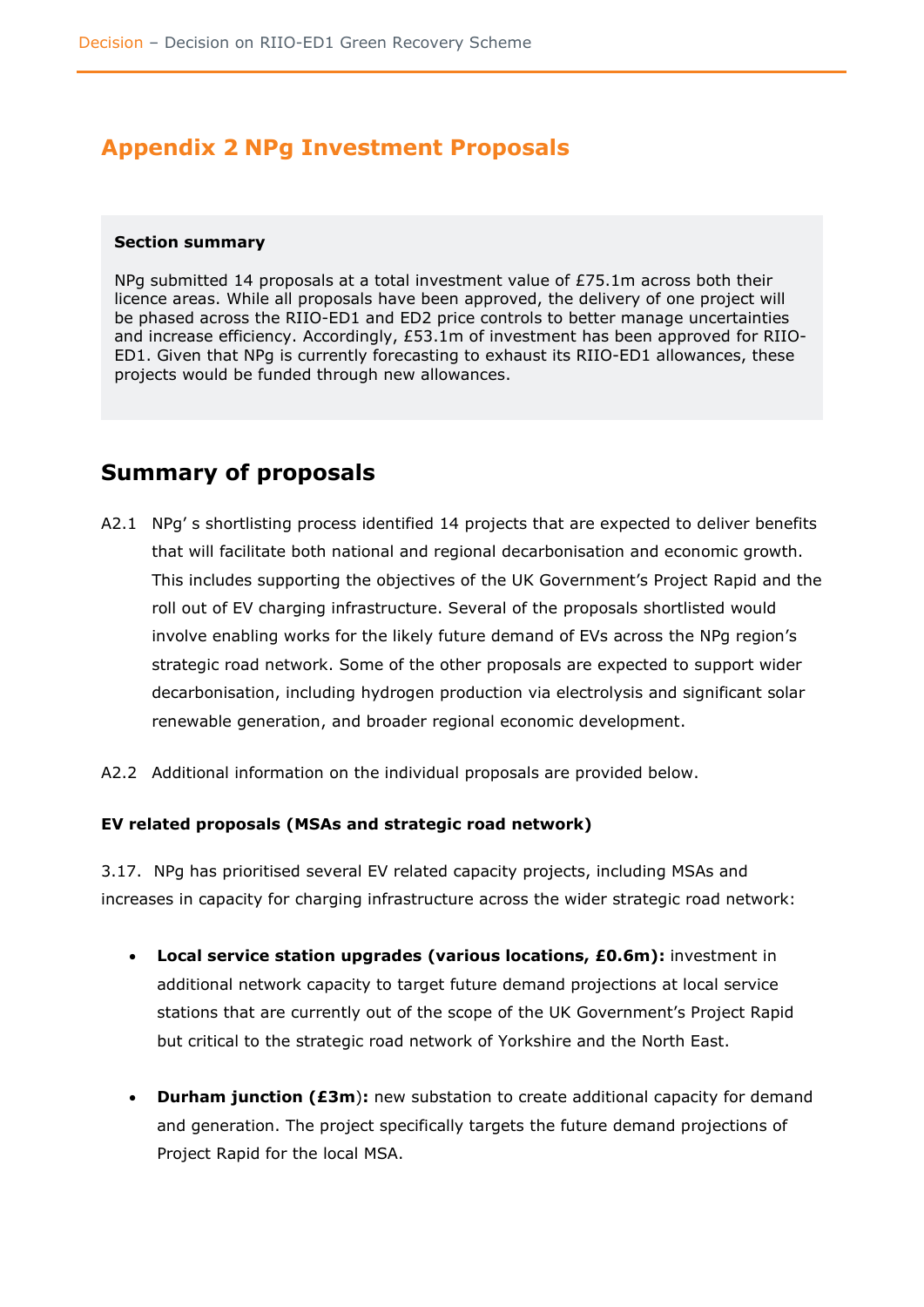## Appendix 2 NPg Investment Proposals

**Section summary**

NPg submitted 14 proposals at a total investment value of £75.1m across both their licence areas. While all proposals have been approved, the delivery of one project will be phased across the RIIO-ED1 and ED2 price controls to better manage uncertainties and increase efficiency. Accordingly, £53.1m of investment has been approved for RIIO-ED1. Given that NPg is currently forecasting to exhaust its RIIO-ED1 allowances, these projects would be funded through new allowances.

## Summary of proposals

A2.1 NPg' s shortlisting process identified 14 projects that are expected to deliver benefits that will facilitate both national and regional decarbonisation and economic growth. This includes supporting the objectives of the UK Government's Project Rapid and the roll out of EV charging infrastructure. Several of the proposals shortlisted would involve enabling works for the likely future demand of EVs across the NPg region's strategic road network. Some of the other proposals are expected to support wider decarbonisation, including hydrogen production via electrolysis and significant solar renewable generation, and broader regional economic development.

A2.2 Additional information on the individual proposals are provided below.

**EV related proposals (MSAs and strategic road network)**

3.17. NPg has prioritised several EV related capacity projects, including MSAs and increases in capacity for charging infrastructure across the wider strategic road network:

- **Local service station upgrades (various locations, £0.6m):** investment in additional network capacity to target future demand projections at local service stations that are currently out of the scope of the UK Government's Project Rapid but critical to the strategic road network of Yorkshire and the North East.
- **Durham junction (£3m):** new substation to create additional capacity for demand and generation. The project specifically targets the future demand projections of Project Rapid for the local MSA.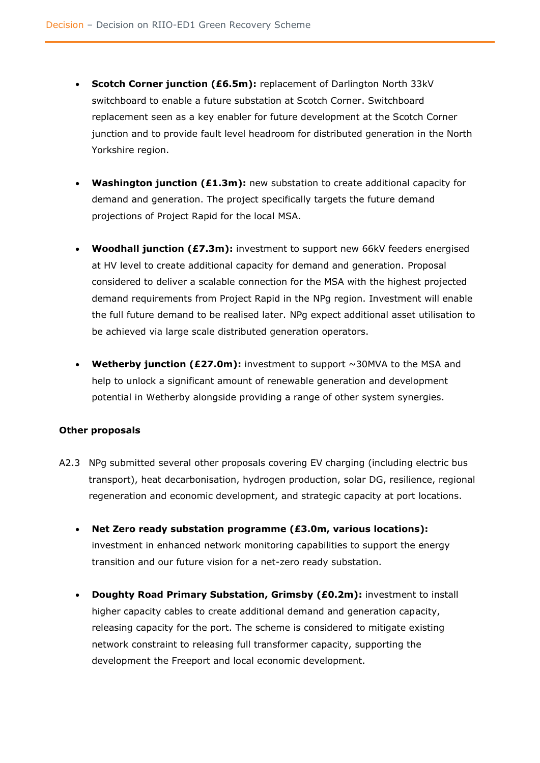- **Scotch Corner junction (£6.5m):** replacement of Darlington North 33kV switchboard to enable a future substation at Scotch Corner. Switchboard replacement seen as a key enabler for future development at the Scotch Corner junction and to provide fault level headroom for distributed generation in the North Yorkshire region.

- **Washington junction (£1.3m):** new substation to create additional capacity for demand and generation. The project specifically targets the future demand projections of Project Rapid for the local MSA.

- **Woodhall junction (£7.3m):** investment to support new 66kV feeders energised at HV level to create additional capacity for demand and generation. Proposal considered to deliver a scalable connection for the MSA with the highest projected demand requirements from Project Rapid in the NPg region. Investment will enable the full future demand to be realised later. NPg expect additional asset utilisation to be achieved via large scale distributed generation operators.

- **Wetherby junction (£27.0m):** investment to support ~30MVA to the MSA and help to unlock a significant amount of renewable generation and development potential in Wetherby alongside providing a range of other system synergies.

**Other proposals**

A2.3 NPg submitted several other proposals covering EV charging (including electric bus transport), heat decarbonisation, hydrogen production, solar DG, resilience, regional regeneration and economic development, and strategic capacity at port locations.

- **Net Zero ready substation programme (£3.0m, various locations):** investment in enhanced network monitoring capabilities to support the energy transition and our future vision for a net-zero ready substation.

- **Doughty Road Primary Substation, Grimsby (£0.2m):** investment to install higher capacity cables to create additional demand and generation capacity, releasing capacity for the port. The scheme is considered to mitigate existing network constraint to releasing full transformer capacity, supporting the development the Freeport and local economic development.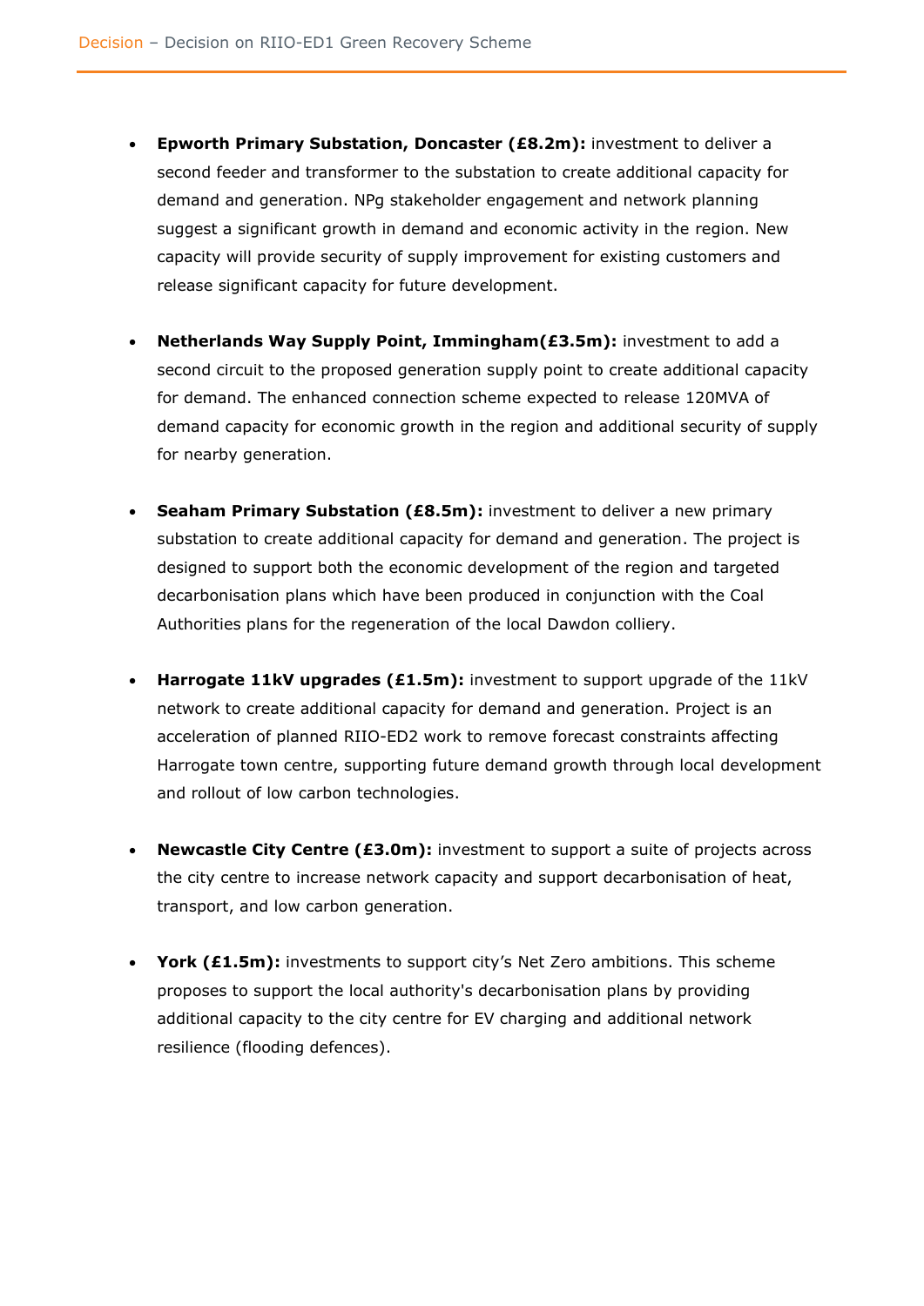- **Epworth Primary Substation, Doncaster (£8.2m):** investment to deliver a second feeder and transformer to the substation to create additional capacity for demand and generation. NPg stakeholder engagement and network planning suggest a significant growth in demand and economic activity in the region. New capacity will provide security of supply improvement for existing customers and release significant capacity for future development.

- **Netherlands Way Supply Point, Immingham(£3.5m):** investment to add a second circuit to the proposed generation supply point to create additional capacity for demand. The enhanced connection scheme expected to release 120MVA of demand capacity for economic growth in the region and additional security of supply for nearby generation.

- **Seaham Primary Substation (£8.5m):** investment to deliver a new primary substation to create additional capacity for demand and generation. The project is designed to support both the economic development of the region and targeted decarbonisation plans which have been produced in conjunction with the Coal Authorities plans for the regeneration of the local Dawdon colliery.

- **Harrogate 11kV upgrades (£1.5m):** investment to support upgrade of the 11kV network to create additional capacity for demand and generation. Project is an acceleration of planned RIIO-ED2 work to remove forecast constraints affecting Harrogate town centre, supporting future demand growth through local development and rollout of low carbon technologies.

- **Newcastle City Centre (£3.0m):** investment to support a suite of projects across the city centre to increase network capacity and support decarbonisation of heat, transport, and low carbon generation.

- **York (£1.5m):** investments to support city's Net Zero ambitions. This scheme proposes to support the local authority's decarbonisation plans by providing additional capacity to the city centre for EV charging and additional network resilience (flooding defences).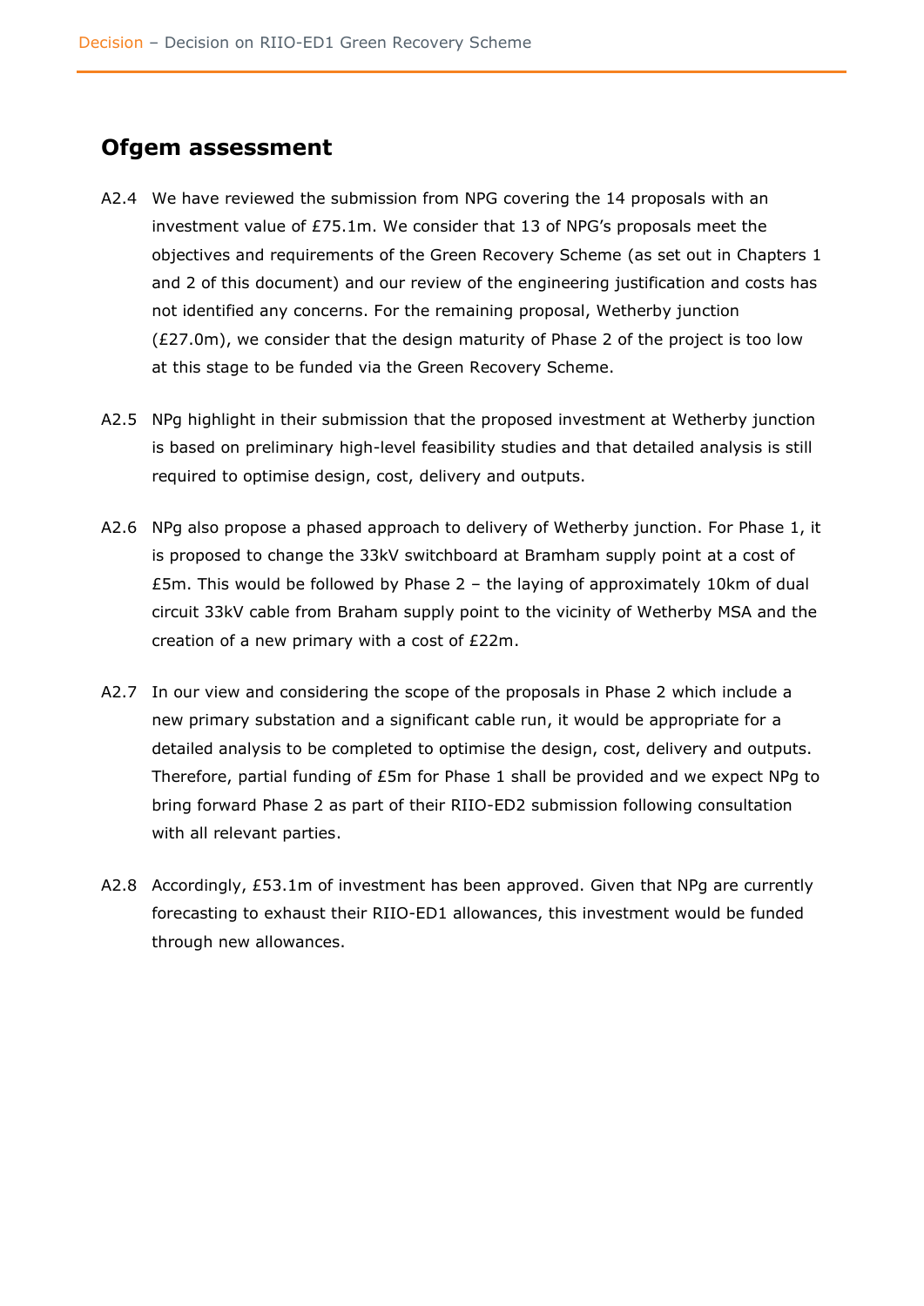## Ofgem assessment

A2.4 We have reviewed the submission from NPG covering the 14 proposals with an investment value of £75.1m. We consider that 13 of NPG's proposals meet the objectives and requirements of the Green Recovery Scheme (as set out in Chapters 1 and 2 of this document) and our review of the engineering justification and costs has not identified any concerns. For the remaining proposal, Wetherby junction (£27.0m), we consider that the design maturity of Phase 2 of the project is too low at this stage to be funded via the Green Recovery Scheme.

A2.5 NPg highlight in their submission that the proposed investment at Wetherby junction is based on preliminary high-level feasibility studies and that detailed analysis is still required to optimise design, cost, delivery and outputs.

A2.6 NPg also propose a phased approach to delivery of Wetherby junction. For Phase 1, it is proposed to change the 33kV switchboard at Bramham supply point at a cost of £5m. This would be followed by Phase 2 – the laying of approximately 10km of dual circuit 33kV cable from Braham supply point to the vicinity of Wetherby MSA and the creation of a new primary with a cost of £22m.

A2.7 In our view and considering the scope of the proposals in Phase 2 which include a new primary substation and a significant cable run, it would be appropriate for a detailed analysis to be completed to optimise the design, cost, delivery and outputs. Therefore, partial funding of £5m for Phase 1 shall be provided and we expect NPg to bring forward Phase 2 as part of their RIIO-ED2 submission following consultation with all relevant parties.

A2.8 Accordingly, £53.1m of investment has been approved. Given that NPg are currently forecasting to exhaust their RIIO-ED1 allowances, this investment would be funded through new allowances.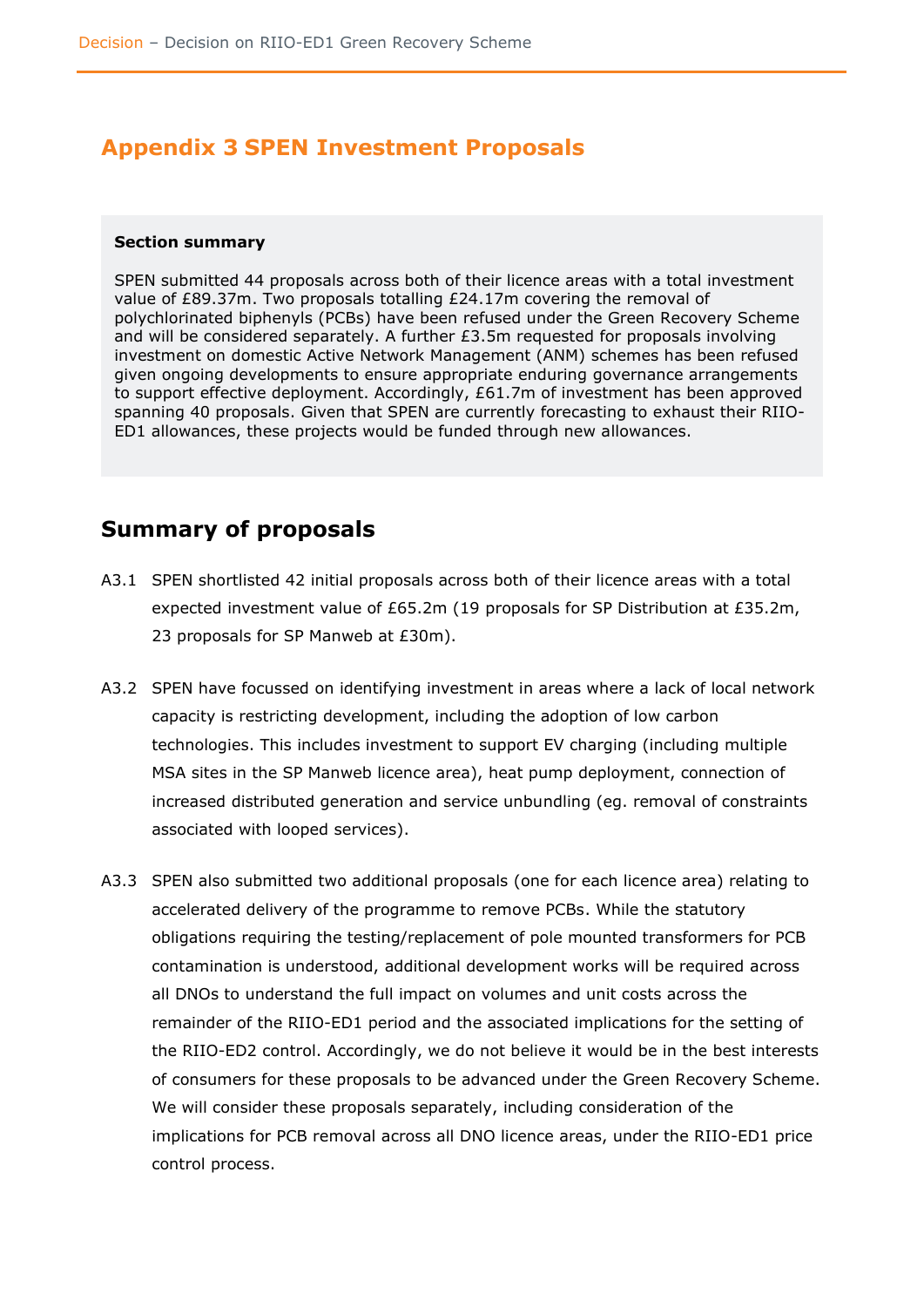# Appendix 3 SPEN Investment Proposals

**Section summary**

SPEN submitted 44 proposals across both of their licence areas with a total investment value of £89.37m. Two proposals totalling £24.17m covering the removal of polychlorinated biphenyls (PCBs) have been refused under the Green Recovery Scheme and will be considered separately. A further £3.5m requested for proposals involving investment on domestic Active Network Management (ANM) schemes has been refused given ongoing developments to ensure appropriate enduring governance arrangements to support effective deployment. Accordingly, £61.7m of investment has been approved spanning 40 proposals. Given that SPEN are currently forecasting to exhaust their RIIO-ED1 allowances, these projects would be funded through new allowances.

## Summary of proposals

A3.1 SPEN shortlisted 42 initial proposals across both of their licence areas with a total expected investment value of £65.2m (19 proposals for SP Distribution at £35.2m, 23 proposals for SP Manweb at £30m).

A3.2 SPEN have focussed on identifying investment in areas where a lack of local network capacity is restricting development, including the adoption of low carbon technologies. This includes investment to support EV charging (including multiple MSA sites in the SP Manweb licence area), heat pump deployment, connection of increased distributed generation and service unbundling (eg. removal of constraints associated with looped services).

A3.3 SPEN also submitted two additional proposals (one for each licence area) relating to accelerated delivery of the programme to remove PCBs. While the statutory obligations requiring the testing/replacement of pole mounted transformers for PCB contamination is understood, additional development works will be required across all DNOs to understand the full impact on volumes and unit costs across the remainder of the RIIO-ED1 period and the associated implications for the setting of the RIIO-ED2 control. Accordingly, we do not believe it would be in the best interests of consumers for these proposals to be advanced under the Green Recovery Scheme. We will consider these proposals separately, including consideration of the implications for PCB removal across all DNO licence areas, under the RIIO-ED1 price control process.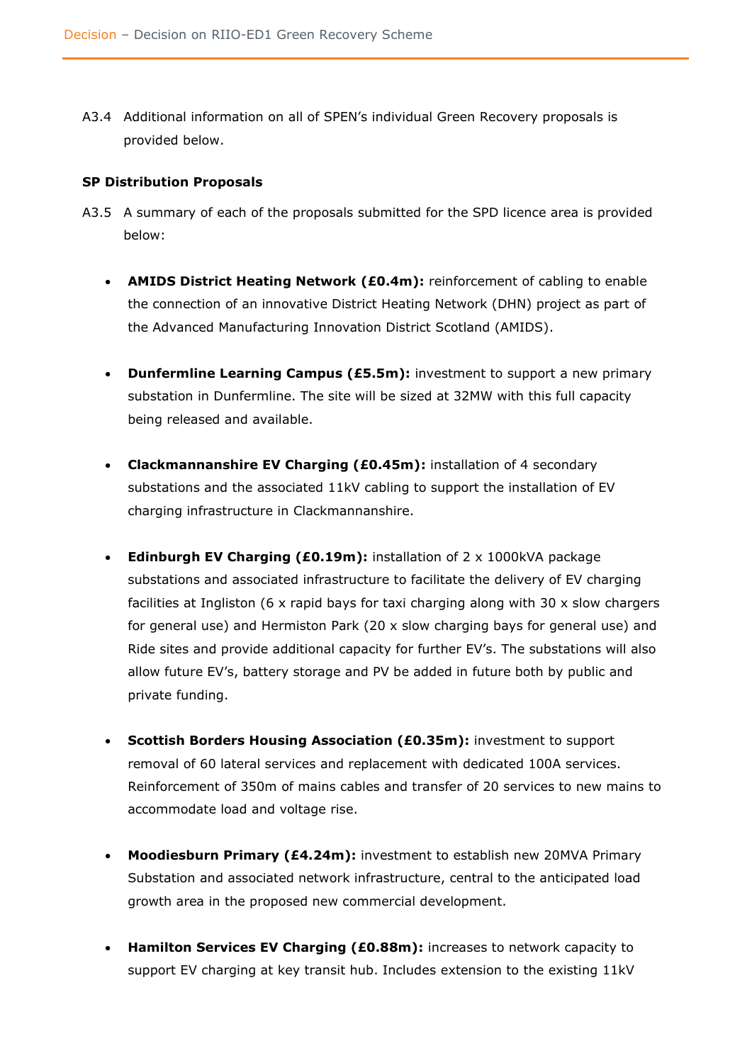A3.4 Additional information on all of SPEN's individual Green Recovery proposals is provided below.

**SP Distribution Proposals**

A3.5 A summary of each of the proposals submitted for the SPD licence area is provided below:

- **AMIDS District Heating Network (£0.4m):** reinforcement of cabling to enable the connection of an innovative District Heating Network (DHN) project as part of the Advanced Manufacturing Innovation District Scotland (AMIDS).

- **Dunfermline Learning Campus (£5.5m):** investment to support a new primary substation in Dunfermline. The site will be sized at 32MW with this full capacity being released and available.

- **Clackmannanshire EV Charging (£0.45m):** installation of 4 secondary substations and the associated 11kV cabling to support the installation of EV charging infrastructure in Clackmannanshire.

- **Edinburgh EV Charging (£0.19m):** installation of 2 x 1000kVA package substations and associated infrastructure to facilitate the delivery of EV charging facilities at Ingliston (6 x rapid bays for taxi charging along with 30 x slow chargers for general use) and Hermiston Park (20 x slow charging bays for general use) and Ride sites and provide additional capacity for further EV's. The substations will also allow future EV's, battery storage and PV be added in future both by public and private funding.

- **Scottish Borders Housing Association (£0.35m):** investment to support removal of 60 lateral services and replacement with dedicated 100A services. Reinforcement of 350m of mains cables and transfer of 20 services to new mains to accommodate load and voltage rise.

- **Moodiesburn Primary (£4.24m):** investment to establish new 20MVA Primary Substation and associated network infrastructure, central to the anticipated load growth area in the proposed new commercial development.

- **Hamilton Services EV Charging (£0.88m):** increases to network capacity to support EV charging at key transit hub. Includes extension to the existing 11kV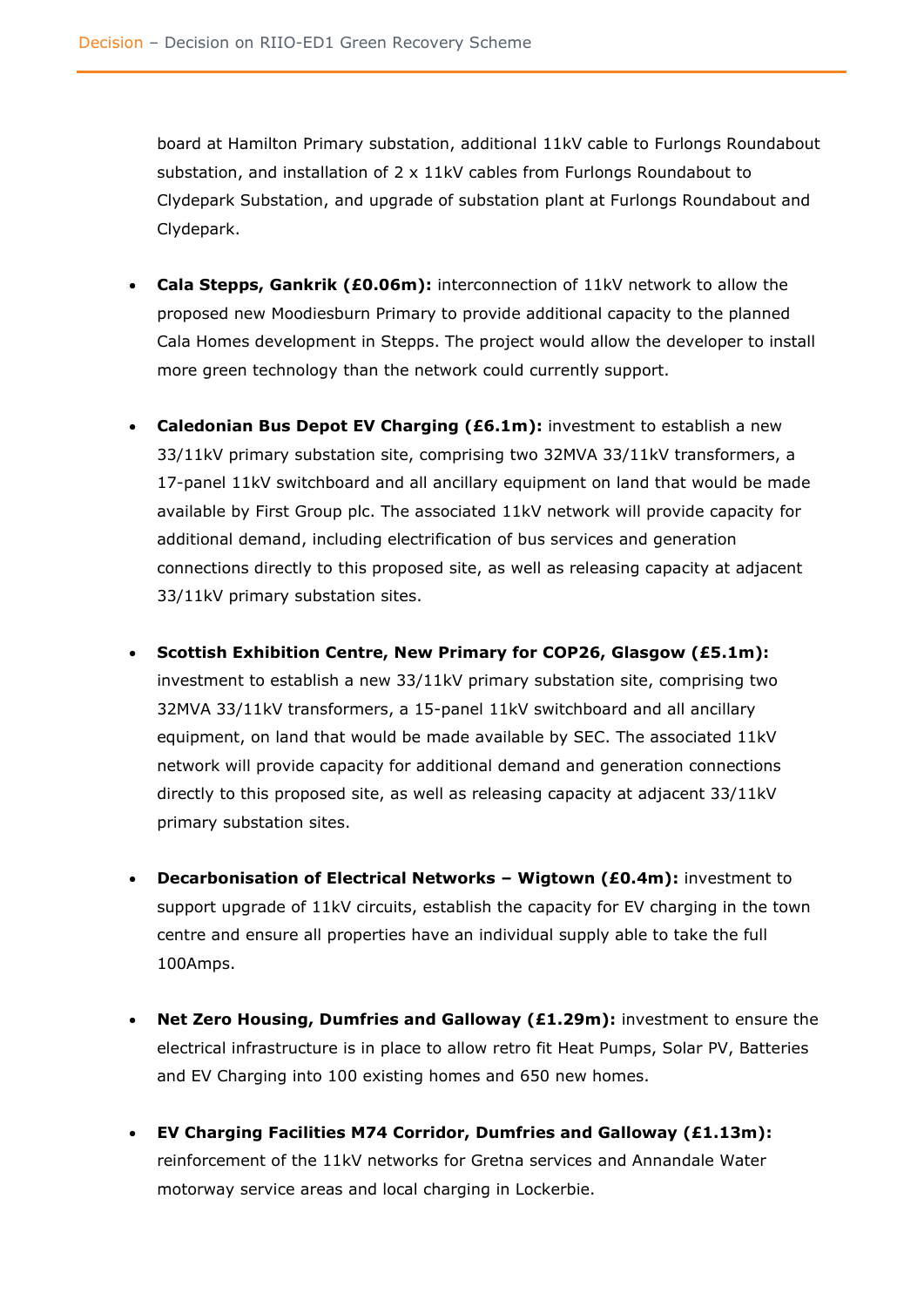board at Hamilton Primary substation, additional 11kV cable to Furlongs Roundabout substation, and installation of 2 x 11kV cables from Furlongs Roundabout to Clydepark Substation, and upgrade of substation plant at Furlongs Roundabout and Clydepark.

- **Cala Stepps, Gankrik (£0.06m):** interconnection of 11kV network to allow the proposed new Moodiesburn Primary to provide additional capacity to the planned Cala Homes development in Stepps. The project would allow the developer to install more green technology than the network could currently support.

- **Caledonian Bus Depot EV Charging (£6.1m):** investment to establish a new 33/11kV primary substation site, comprising two 32MVA 33/11kV transformers, a 17-panel 11kV switchboard and all ancillary equipment on land that would be made available by First Group plc. The associated 11kV network will provide capacity for additional demand, including electrification of bus services and generation connections directly to this proposed site, as well as releasing capacity at adjacent 33/11kV primary substation sites.

- **Scottish Exhibition Centre, New Primary for COP26, Glasgow (£5.1m):** investment to establish a new 33/11kV primary substation site, comprising two 32MVA 33/11kV transformers, a 15-panel 11kV switchboard and all ancillary equipment, on land that would be made available by SEC. The associated 11kV network will provide capacity for additional demand and generation connections directly to this proposed site, as well as releasing capacity at adjacent 33/11kV primary substation sites.

- **Decarbonisation of Electrical Networks – Wigtown (£0.4m):** investment to support upgrade of 11kV circuits, establish the capacity for EV charging in the town centre and ensure all properties have an individual supply able to take the full 100Amps.

- **Net Zero Housing, Dumfries and Galloway (£1.29m):** investment to ensure the electrical infrastructure is in place to allow retro fit Heat Pumps, Solar PV, Batteries and EV Charging into 100 existing homes and 650 new homes.

- **EV Charging Facilities M74 Corridor, Dumfries and Galloway (£1.13m):** reinforcement of the 11kV networks for Gretna services and Annandale Water motorway service areas and local charging in Lockerbie.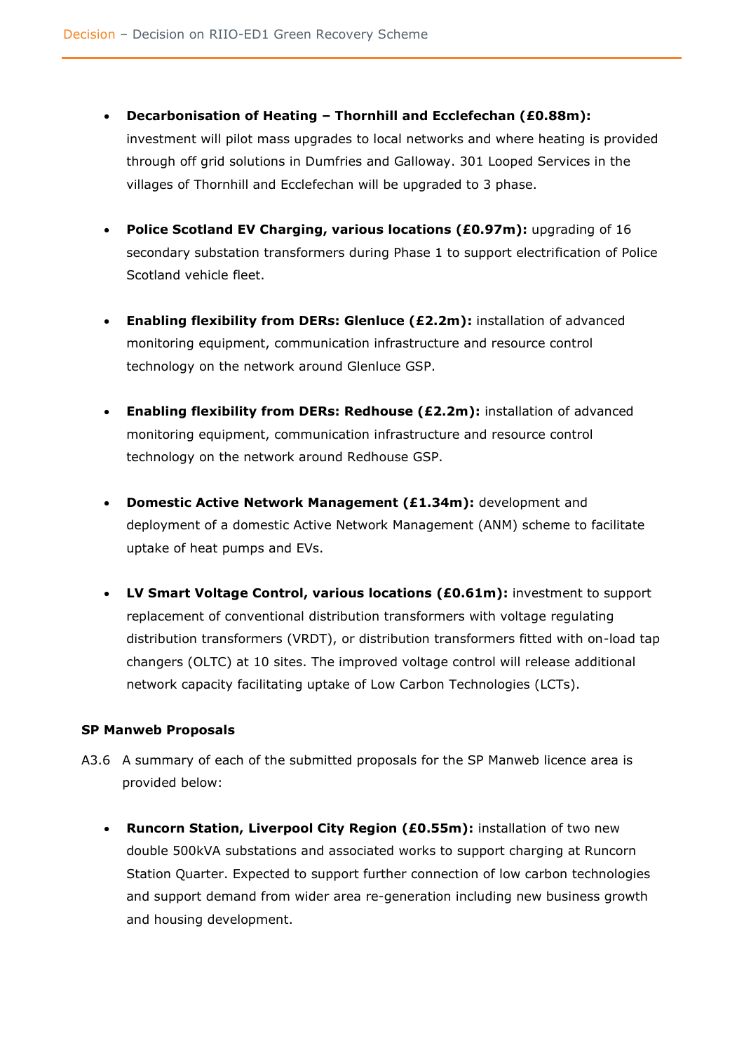- **Decarbonisation of Heating – Thornhill and Ecclefechan (£0.88m):** investment will pilot mass upgrades to local networks and where heating is provided through off grid solutions in Dumfries and Galloway. 301 Looped Services in the villages of Thornhill and Ecclefechan will be upgraded to 3 phase.

- **Police Scotland EV Charging, various locations (£0.97m):** upgrading of 16 secondary substation transformers during Phase 1 to support electrification of Police Scotland vehicle fleet.

- **Enabling flexibility from DERs: Glenluce (£2.2m):** installation of advanced monitoring equipment, communication infrastructure and resource control technology on the network around Glenluce GSP.

- **Enabling flexibility from DERs: Redhouse (£2.2m):** installation of advanced monitoring equipment, communication infrastructure and resource control technology on the network around Redhouse GSP.

- **Domestic Active Network Management (£1.34m):** development and deployment of a domestic Active Network Management (ANM) scheme to facilitate uptake of heat pumps and EVs.

- **LV Smart Voltage Control, various locations (£0.61m):** investment to support replacement of conventional distribution transformers with voltage regulating distribution transformers (VRDT), or distribution transformers fitted with on-load tap changers (OLTC) at 10 sites. The improved voltage control will release additional network capacity facilitating uptake of Low Carbon Technologies (LCTs).

**SP Manweb Proposals**

A3.6 A summary of each of the submitted proposals for the SP Manweb licence area is provided below:

- **Runcorn Station, Liverpool City Region (£0.55m):** installation of two new double 500kVA substations and associated works to support charging at Runcorn Station Quarter. Expected to support further connection of low carbon technologies and support demand from wider area re-generation including new business growth and housing development.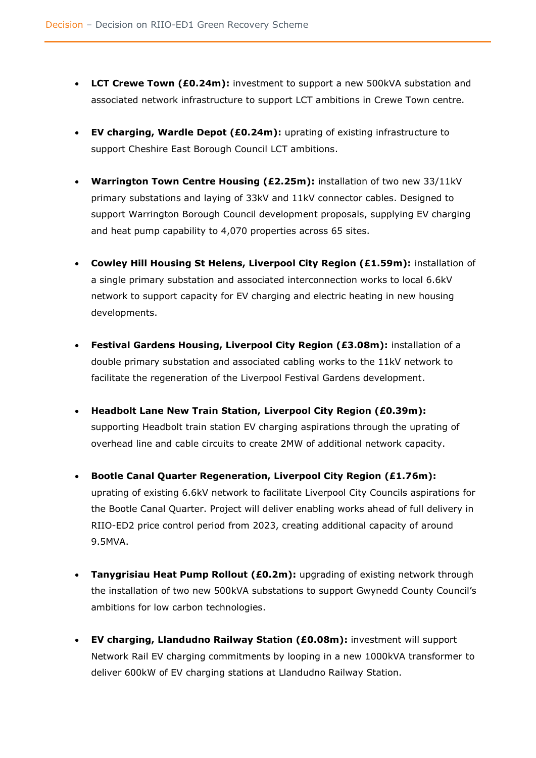- **LCT Crewe Town (£0.24m):** investment to support a new 500kVA substation and associated network infrastructure to support LCT ambitions in Crewe Town centre.

- **EV charging, Wardle Depot (£0.24m):** uprating of existing infrastructure to support Cheshire East Borough Council LCT ambitions.

- **Warrington Town Centre Housing (£2.25m):** installation of two new 33/11kV primary substations and laying of 33kV and 11kV connector cables. Designed to support Warrington Borough Council development proposals, supplying EV charging and heat pump capability to 4,070 properties across 65 sites.

- **Cowley Hill Housing St Helens, Liverpool City Region (£1.59m):** installation of a single primary substation and associated interconnection works to local 6.6kV network to support capacity for EV charging and electric heating in new housing developments.

- **Festival Gardens Housing, Liverpool City Region (£3.08m):** installation of a double primary substation and associated cabling works to the 11kV network to facilitate the regeneration of the Liverpool Festival Gardens development.

- **Headbolt Lane New Train Station, Liverpool City Region (£0.39m):** supporting Headbolt train station EV charging aspirations through the uprating of overhead line and cable circuits to create 2MW of additional network capacity.

- **Bootle Canal Quarter Regeneration, Liverpool City Region (£1.76m):** uprating of existing 6.6kV network to facilitate Liverpool City Councils aspirations for the Bootle Canal Quarter. Project will deliver enabling works ahead of full delivery in RIIO-ED2 price control period from 2023, creating additional capacity of around 9.5MVA.

- **Tanygrisiau Heat Pump Rollout (£0.2m):** upgrading of existing network through the installation of two new 500kVA substations to support Gwynedd County Council's ambitions for low carbon technologies.

- **EV charging, Llandudno Railway Station (£0.08m):** investment will support Network Rail EV charging commitments by looping in a new 1000kVA transformer to deliver 600kW of EV charging stations at Llandudno Railway Station.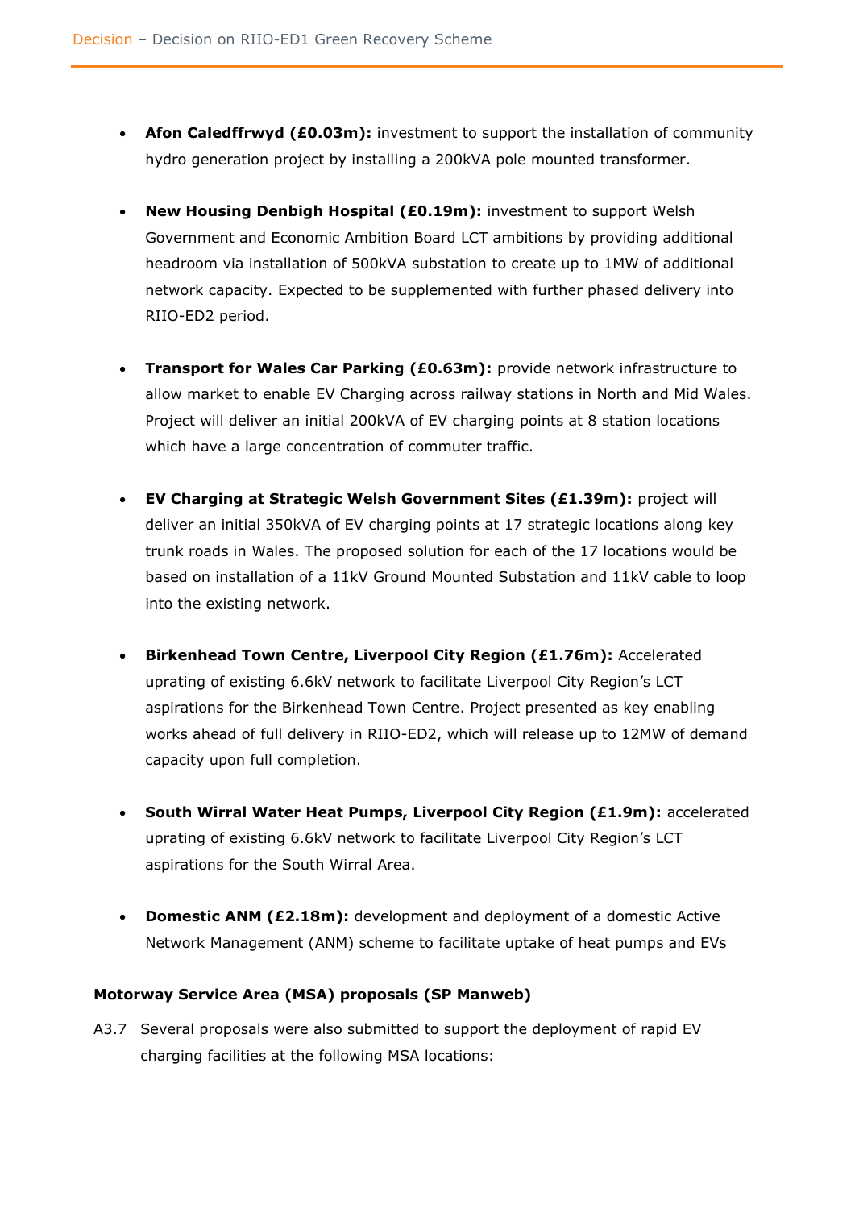- **Afon Caledffrwyd (£0.03m):** investment to support the installation of community hydro generation project by installing a 200kVA pole mounted transformer.

- **New Housing Denbigh Hospital (£0.19m):** investment to support Welsh Government and Economic Ambition Board LCT ambitions by providing additional headroom via installation of 500kVA substation to create up to 1MW of additional network capacity. Expected to be supplemented with further phased delivery into RIIO-ED2 period.

- **Transport for Wales Car Parking (£0.63m):** provide network infrastructure to allow market to enable EV Charging across railway stations in North and Mid Wales. Project will deliver an initial 200kVA of EV charging points at 8 station locations which have a large concentration of commuter traffic.

- **EV Charging at Strategic Welsh Government Sites (£1.39m):** project will deliver an initial 350kVA of EV charging points at 17 strategic locations along key trunk roads in Wales. The proposed solution for each of the 17 locations would be based on installation of a 11kV Ground Mounted Substation and 11kV cable to loop into the existing network.

- **Birkenhead Town Centre, Liverpool City Region (£1.76m):** Accelerated uprating of existing 6.6kV network to facilitate Liverpool City Region's LCT aspirations for the Birkenhead Town Centre. Project presented as key enabling works ahead of full delivery in RIIO-ED2, which will release up to 12MW of demand capacity upon full completion.

- **South Wirral Water Heat Pumps, Liverpool City Region (£1.9m):** accelerated uprating of existing 6.6kV network to facilitate Liverpool City Region's LCT aspirations for the South Wirral Area.

- **Domestic ANM (£2.18m):** development and deployment of a domestic Active Network Management (ANM) scheme to facilitate uptake of heat pumps and EVs

**Motorway Service Area (MSA) proposals (SP Manweb)**

A3.7 Several proposals were also submitted to support the deployment of rapid EV charging facilities at the following MSA locations: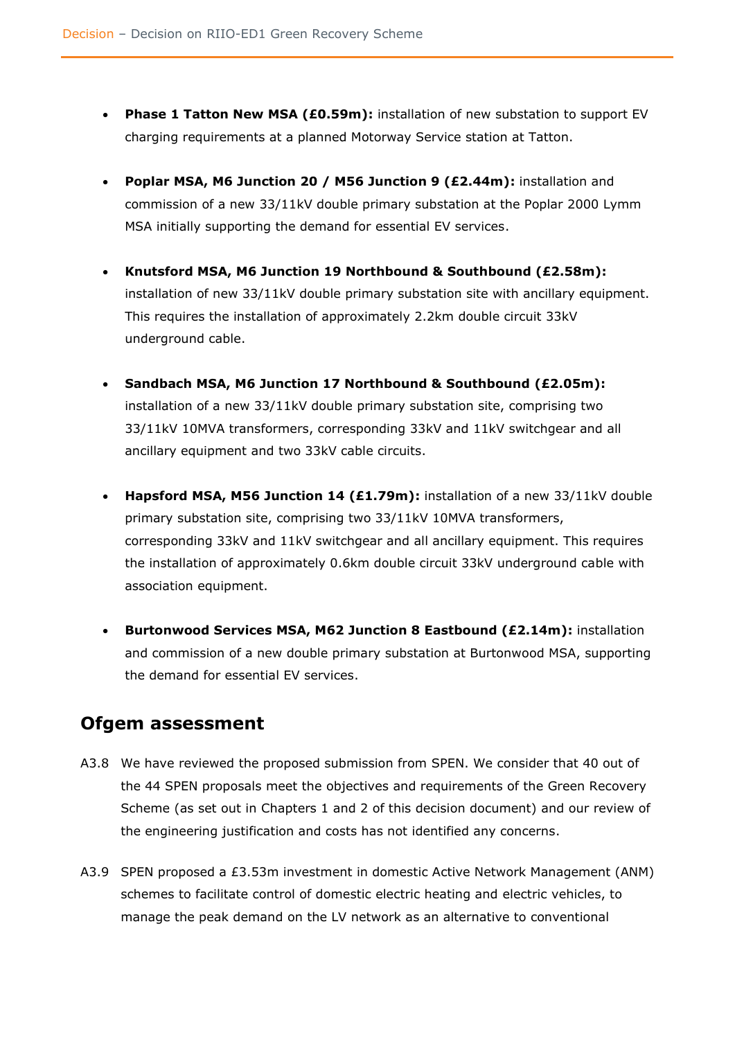- **Phase 1 Tatton New MSA (£0.59m):** installation of new substation to support EV charging requirements at a planned Motorway Service station at Tatton.
- **Poplar MSA, M6 Junction 20 / M56 Junction 9 (£2.44m):** installation and commission of a new 33/11kV double primary substation at the Poplar 2000 Lymm MSA initially supporting the demand for essential EV services.
- **Knutsford MSA, M6 Junction 19 Northbound & Southbound (£2.58m):** installation of new 33/11kV double primary substation site with ancillary equipment. This requires the installation of approximately 2.2km double circuit 33kV underground cable.
- **Sandbach MSA, M6 Junction 17 Northbound & Southbound (£2.05m):** installation of a new 33/11kV double primary substation site, comprising two 33/11kV 10MVA transformers, corresponding 33kV and 11kV switchgear and all ancillary equipment and two 33kV cable circuits.
- **Hapsford MSA, M56 Junction 14 (£1.79m):** installation of a new 33/11kV double primary substation site, comprising two 33/11kV 10MVA transformers, corresponding 33kV and 11kV switchgear and all ancillary equipment. This requires the installation of approximately 0.6km double circuit 33kV underground cable with association equipment.
- **Burtonwood Services MSA, M62 Junction 8 Eastbound (£2.14m):** installation and commission of a new double primary substation at Burtonwood MSA, supporting the demand for essential EV services.

## Ofgem assessment

A3.8 We have reviewed the proposed submission from SPEN. We consider that 40 out of the 44 SPEN proposals meet the objectives and requirements of the Green Recovery Scheme (as set out in Chapters 1 and 2 of this decision document) and our review of the engineering justification and costs has not identified any concerns.

A3.9 SPEN proposed a £3.53m investment in domestic Active Network Management (ANM) schemes to facilitate control of domestic electric heating and electric vehicles, to manage the peak demand on the LV network as an alternative to conventional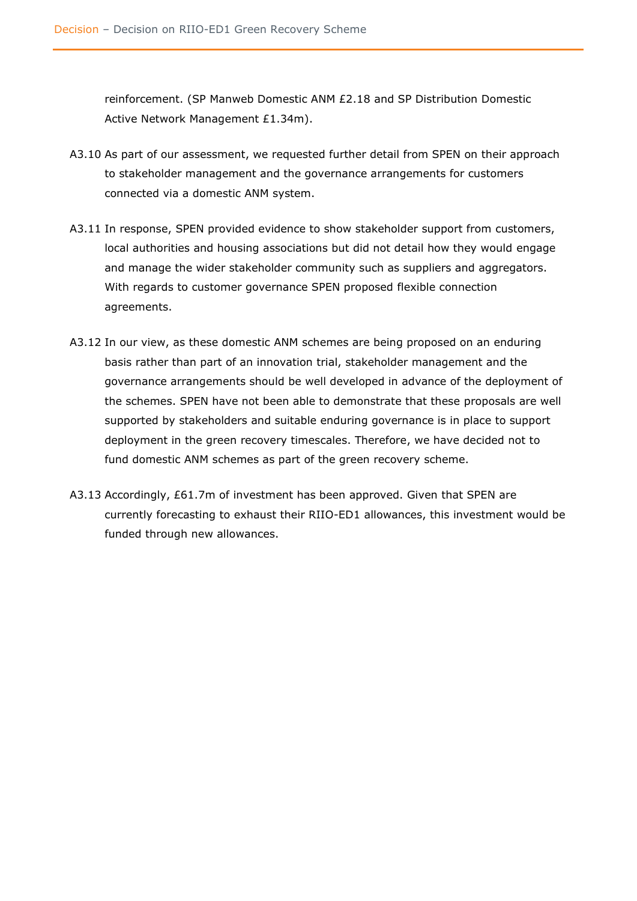reinforcement. (SP Manweb Domestic ANM £2.18 and SP Distribution Domestic Active Network Management £1.34m).

A3.10 As part of our assessment, we requested further detail from SPEN on their approach to stakeholder management and the governance arrangements for customers connected via a domestic ANM system.

A3.11 In response, SPEN provided evidence to show stakeholder support from customers, local authorities and housing associations but did not detail how they would engage and manage the wider stakeholder community such as suppliers and aggregators. With regards to customer governance SPEN proposed flexible connection agreements.

A3.12 In our view, as these domestic ANM schemes are being proposed on an enduring basis rather than part of an innovation trial, stakeholder management and the governance arrangements should be well developed in advance of the deployment of the schemes. SPEN have not been able to demonstrate that these proposals are well supported by stakeholders and suitable enduring governance is in place to support deployment in the green recovery timescales. Therefore, we have decided not to fund domestic ANM schemes as part of the green recovery scheme.

A3.13 Accordingly, £61.7m of investment has been approved. Given that SPEN are currently forecasting to exhaust their RIIO-ED1 allowances, this investment would be funded through new allowances.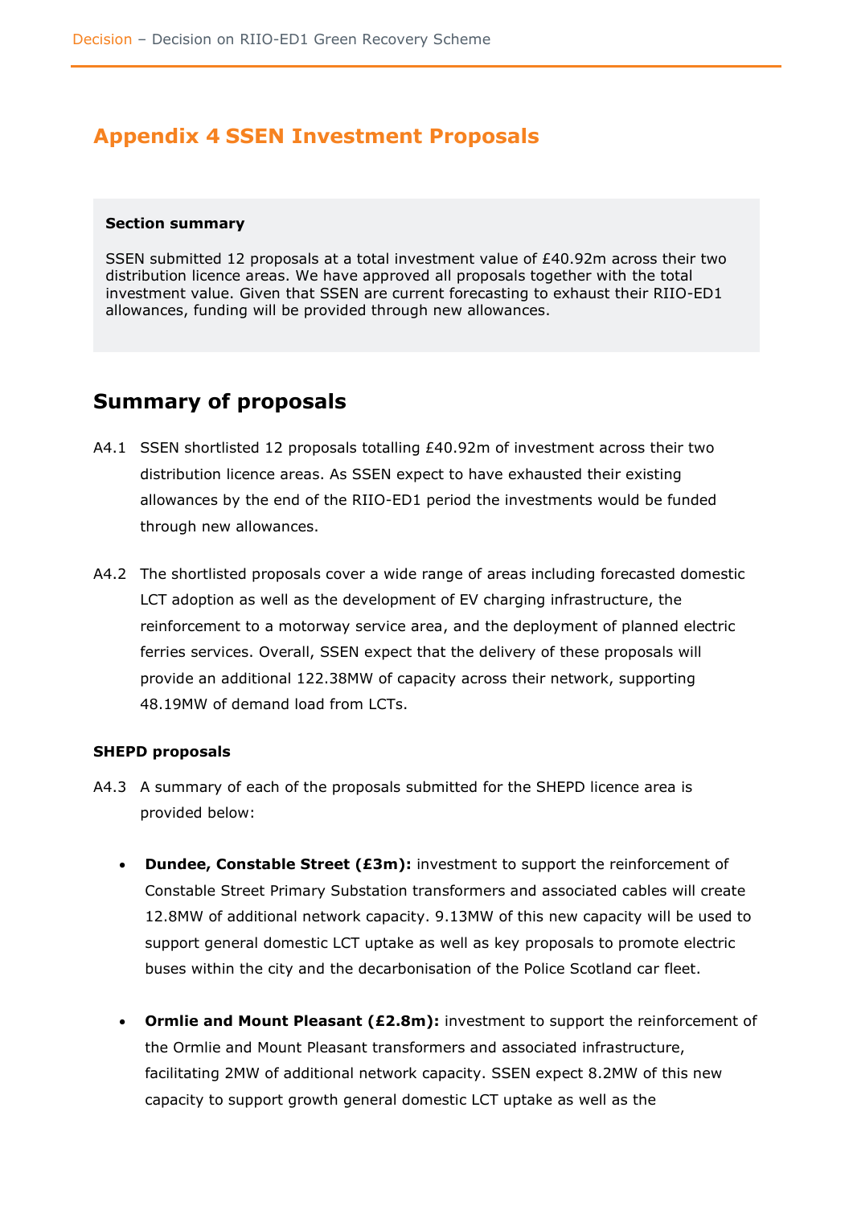# Appendix 4 SSEN Investment Proposals

> **Section summary**
>
> SSEN submitted 12 proposals at a total investment value of £40.92m across their two distribution licence areas. We have approved all proposals together with the total investment value. Given that SSEN are current forecasting to exhaust their RIIO-ED1 allowances, funding will be provided through new allowances.

## Summary of proposals

A4.1 SSEN shortlisted 12 proposals totalling £40.92m of investment across their two distribution licence areas. As SSEN expect to have exhausted their existing allowances by the end of the RIIO-ED1 period the investments would be funded through new allowances.

A4.2 The shortlisted proposals cover a wide range of areas including forecasted domestic LCT adoption as well as the development of EV charging infrastructure, the reinforcement to a motorway service area, and the deployment of planned electric ferries services. Overall, SSEN expect that the delivery of these proposals will provide an additional 122.38MW of capacity across their network, supporting 48.19MW of demand load from LCTs.

### SHEPD proposals

A4.3 A summary of each of the proposals submitted for the SHEPD licence area is provided below:

- **Dundee, Constable Street (£3m):** investment to support the reinforcement of Constable Street Primary Substation transformers and associated cables will create 12.8MW of additional network capacity. 9.13MW of this new capacity will be used to support general domestic LCT uptake as well as key proposals to promote electric buses within the city and the decarbonisation of the Police Scotland car fleet.
- **Ormlie and Mount Pleasant (£2.8m):** investment to support the reinforcement of the Ormlie and Mount Pleasant transformers and associated infrastructure, facilitating 2MW of additional network capacity. SSEN expect 8.2MW of this new capacity to support growth general domestic LCT uptake as well as the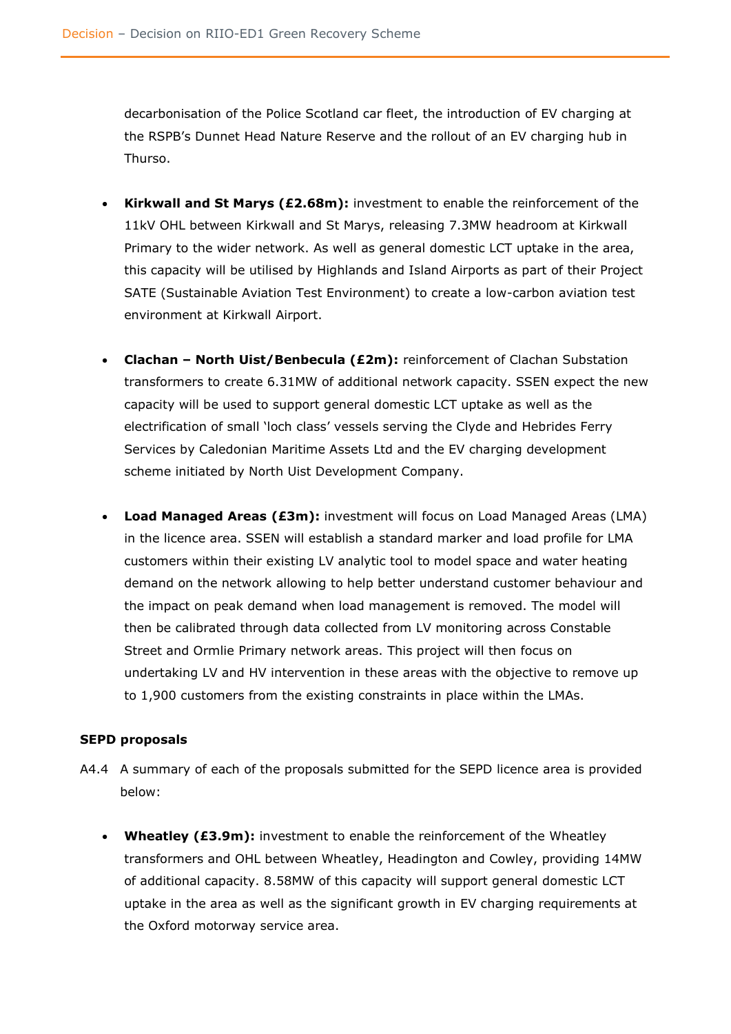decarbonisation of the Police Scotland car fleet, the introduction of EV charging at the RSPB's Dunnet Head Nature Reserve and the rollout of an EV charging hub in Thurso.

- **Kirkwall and St Marys (£2.68m):** investment to enable the reinforcement of the 11kV OHL between Kirkwall and St Marys, releasing 7.3MW headroom at Kirkwall Primary to the wider network. As well as general domestic LCT uptake in the area, this capacity will be utilised by Highlands and Island Airports as part of their Project SATE (Sustainable Aviation Test Environment) to create a low-carbon aviation test environment at Kirkwall Airport.

- **Clachan – North Uist/Benbecula (£2m):** reinforcement of Clachan Substation transformers to create 6.31MW of additional network capacity. SSEN expect the new capacity will be used to support general domestic LCT uptake as well as the electrification of small 'loch class' vessels serving the Clyde and Hebrides Ferry Services by Caledonian Maritime Assets Ltd and the EV charging development scheme initiated by North Uist Development Company.

- **Load Managed Areas (£3m):** investment will focus on Load Managed Areas (LMA) in the licence area. SSEN will establish a standard marker and load profile for LMA customers within their existing LV analytic tool to model space and water heating demand on the network allowing to help better understand customer behaviour and the impact on peak demand when load management is removed. The model will then be calibrated through data collected from LV monitoring across Constable Street and Ormlie Primary network areas. This project will then focus on undertaking LV and HV intervention in these areas with the objective to remove up to 1,900 customers from the existing constraints in place within the LMAs.

**SEPD proposals**

A4.4 A summary of each of the proposals submitted for the SEPD licence area is provided below:

- **Wheatley (£3.9m):** investment to enable the reinforcement of the Wheatley transformers and OHL between Wheatley, Headington and Cowley, providing 14MW of additional capacity. 8.58MW of this capacity will support general domestic LCT uptake in the area as well as the significant growth in EV charging requirements at the Oxford motorway service area.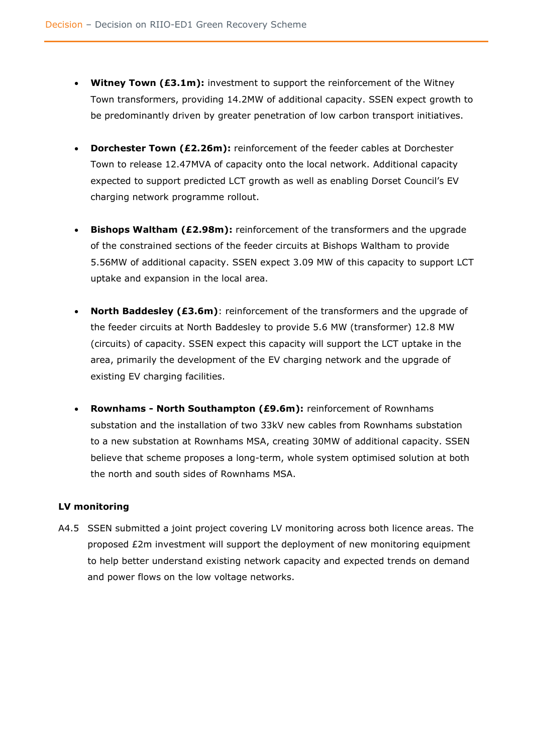- **Witney Town (£3.1m):** investment to support the reinforcement of the Witney Town transformers, providing 14.2MW of additional capacity. SSEN expect growth to be predominantly driven by greater penetration of low carbon transport initiatives.

- **Dorchester Town (£2.26m):** reinforcement of the feeder cables at Dorchester Town to release 12.47MVA of capacity onto the local network. Additional capacity expected to support predicted LCT growth as well as enabling Dorset Council's EV charging network programme rollout.

- **Bishops Waltham (£2.98m):** reinforcement of the transformers and the upgrade of the constrained sections of the feeder circuits at Bishops Waltham to provide 5.56MW of additional capacity. SSEN expect 3.09 MW of this capacity to support LCT uptake and expansion in the local area.

- **North Baddesley (£3.6m)**: reinforcement of the transformers and the upgrade of the feeder circuits at North Baddesley to provide 5.6 MW (transformer) 12.8 MW (circuits) of capacity. SSEN expect this capacity will support the LCT uptake in the area, primarily the development of the EV charging network and the upgrade of existing EV charging facilities.

- **Rownhams - North Southampton (£9.6m):** reinforcement of Rownhams substation and the installation of two 33kV new cables from Rownhams substation to a new substation at Rownhams MSA, creating 30MW of additional capacity. SSEN believe that scheme proposes a long-term, whole system optimised solution at both the north and south sides of Rownhams MSA.

### LV monitoring

A4.5 SSEN submitted a joint project covering LV monitoring across both licence areas. The proposed £2m investment will support the deployment of new monitoring equipment to help better understand existing network capacity and expected trends on demand and power flows on the low voltage networks.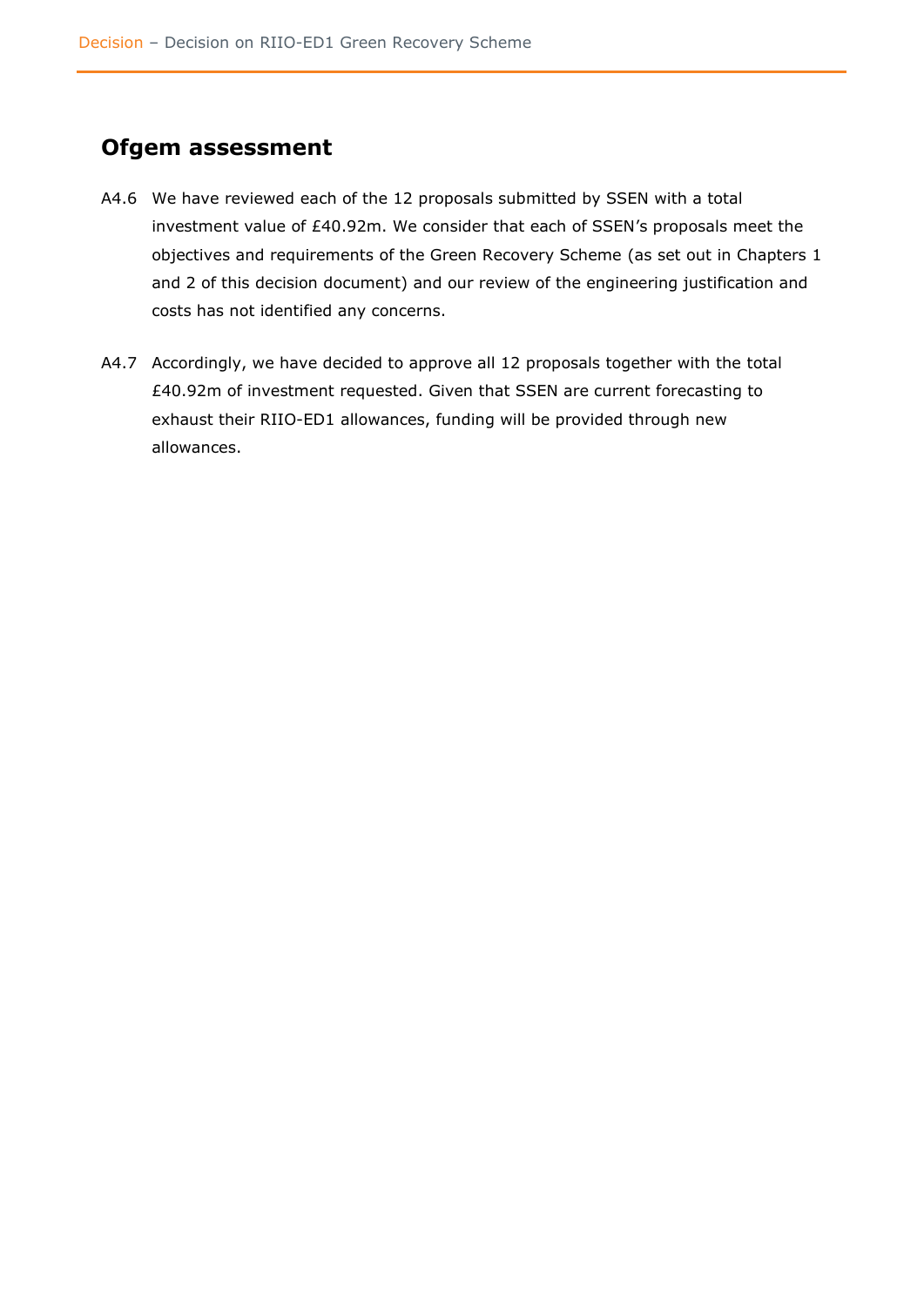## Ofgem assessment

A4.6 We have reviewed each of the 12 proposals submitted by SSEN with a total investment value of £40.92m. We consider that each of SSEN's proposals meet the objectives and requirements of the Green Recovery Scheme (as set out in Chapters 1 and 2 of this decision document) and our review of the engineering justification and costs has not identified any concerns.

A4.7 Accordingly, we have decided to approve all 12 proposals together with the total £40.92m of investment requested. Given that SSEN are current forecasting to exhaust their RIIO-ED1 allowances, funding will be provided through new allowances.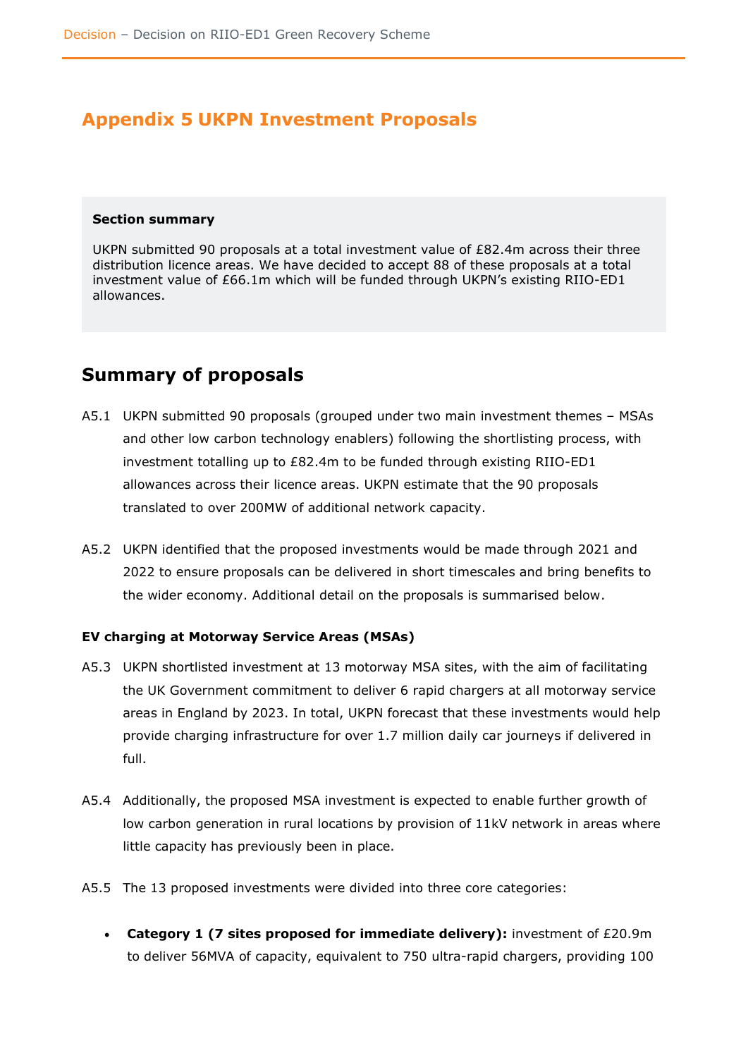# Appendix 5 UKPN Investment Proposals

> **Section summary**
>
> UKPN submitted 90 proposals at a total investment value of £82.4m across their three distribution licence areas. We have decided to accept 88 of these proposals at a total investment value of £66.1m which will be funded through UKPN's existing RIIO-ED1 allowances.

## Summary of proposals

A5.1 UKPN submitted 90 proposals (grouped under two main investment themes – MSAs and other low carbon technology enablers) following the shortlisting process, with investment totalling up to £82.4m to be funded through existing RIIO-ED1 allowances across their licence areas. UKPN estimate that the 90 proposals translated to over 200MW of additional network capacity.

A5.2 UKPN identified that the proposed investments would be made through 2021 and 2022 to ensure proposals can be delivered in short timescales and bring benefits to the wider economy. Additional detail on the proposals is summarised below.

**EV charging at Motorway Service Areas (MSAs)**

A5.3 UKPN shortlisted investment at 13 motorway MSA sites, with the aim of facilitating the UK Government commitment to deliver 6 rapid chargers at all motorway service areas in England by 2023. In total, UKPN forecast that these investments would help provide charging infrastructure for over 1.7 million daily car journeys if delivered in full.

A5.4 Additionally, the proposed MSA investment is expected to enable further growth of low carbon generation in rural locations by provision of 11kV network in areas where little capacity has previously been in place.

A5.5 The 13 proposed investments were divided into three core categories:

- **Category 1 (7 sites proposed for immediate delivery):** investment of £20.9m to deliver 56MVA of capacity, equivalent to 750 ultra-rapid chargers, providing 100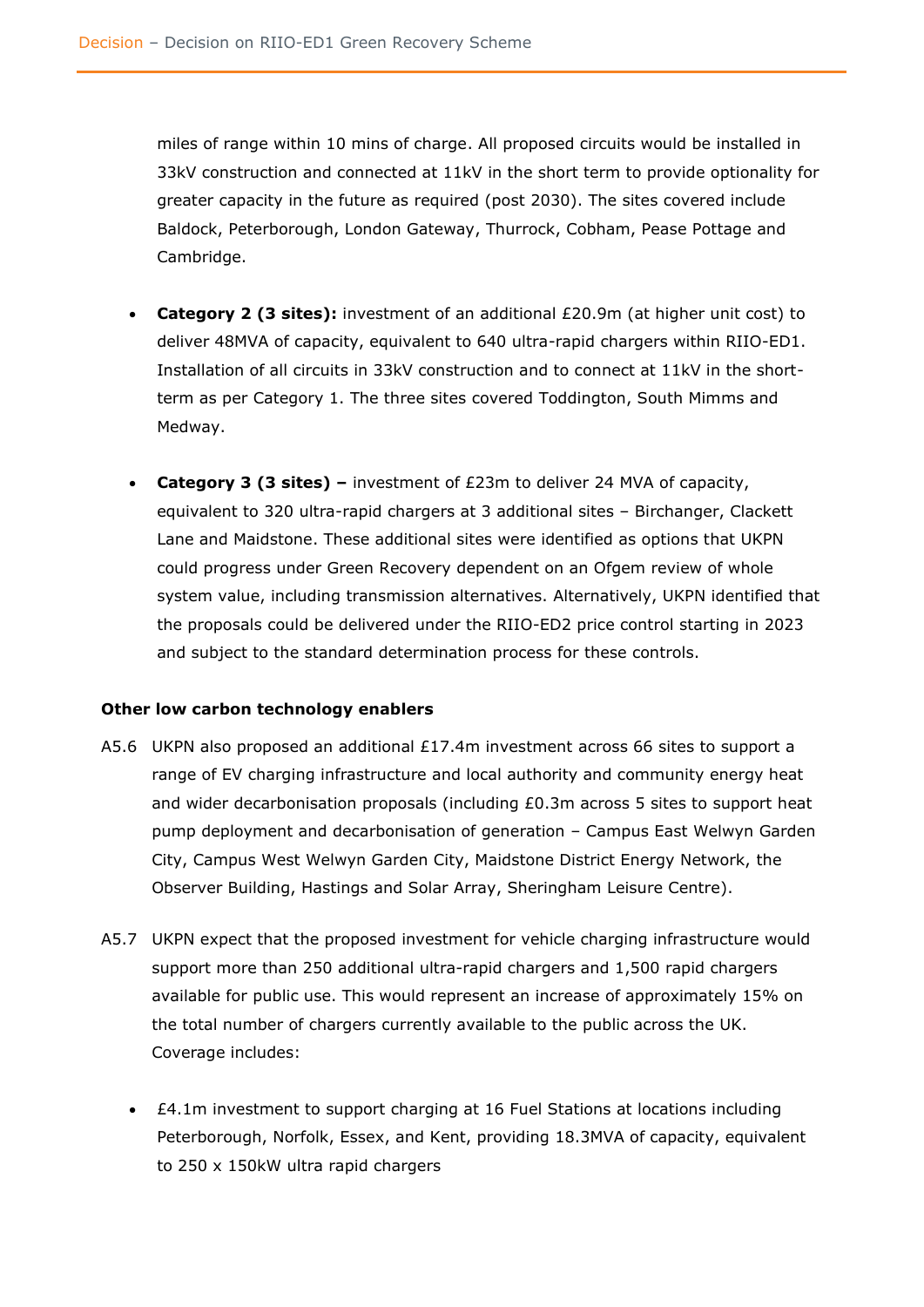miles of range within 10 mins of charge. All proposed circuits would be installed in 33kV construction and connected at 11kV in the short term to provide optionality for greater capacity in the future as required (post 2030). The sites covered include Baldock, Peterborough, London Gateway, Thurrock, Cobham, Pease Pottage and Cambridge.

- **Category 2 (3 sites):** investment of an additional £20.9m (at higher unit cost) to deliver 48MVA of capacity, equivalent to 640 ultra-rapid chargers within RIIO-ED1. Installation of all circuits in 33kV construction and to connect at 11kV in the short-term as per Category 1. The three sites covered Toddington, South Mimms and Medway.

- **Category 3 (3 sites) –** investment of £23m to deliver 24 MVA of capacity, equivalent to 320 ultra-rapid chargers at 3 additional sites – Birchanger, Clackett Lane and Maidstone. These additional sites were identified as options that UKPN could progress under Green Recovery dependent on an Ofgem review of whole system value, including transmission alternatives. Alternatively, UKPN identified that the proposals could be delivered under the RIIO-ED2 price control starting in 2023 and subject to the standard determination process for these controls.

**Other low carbon technology enablers**

A5.6 UKPN also proposed an additional £17.4m investment across 66 sites to support a range of EV charging infrastructure and local authority and community energy heat and wider decarbonisation proposals (including £0.3m across 5 sites to support heat pump deployment and decarbonisation of generation – Campus East Welwyn Garden City, Campus West Welwyn Garden City, Maidstone District Energy Network, the Observer Building, Hastings and Solar Array, Sheringham Leisure Centre).

A5.7 UKPN expect that the proposed investment for vehicle charging infrastructure would support more than 250 additional ultra-rapid chargers and 1,500 rapid chargers available for public use. This would represent an increase of approximately 15% on the total number of chargers currently available to the public across the UK. Coverage includes:

- £4.1m investment to support charging at 16 Fuel Stations at locations including Peterborough, Norfolk, Essex, and Kent, providing 18.3MVA of capacity, equivalent to 250 x 150kW ultra rapid chargers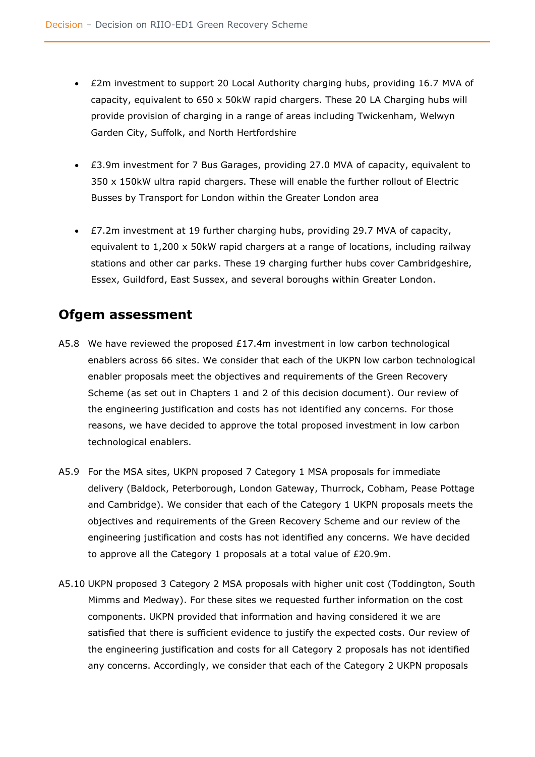- £2m investment to support 20 Local Authority charging hubs, providing 16.7 MVA of capacity, equivalent to 650 x 50kW rapid chargers. These 20 LA Charging hubs will provide provision of charging in a range of areas including Twickenham, Welwyn Garden City, Suffolk, and North Hertfordshire

- £3.9m investment for 7 Bus Garages, providing 27.0 MVA of capacity, equivalent to 350 x 150kW ultra rapid chargers. These will enable the further rollout of Electric Busses by Transport for London within the Greater London area

- £7.2m investment at 19 further charging hubs, providing 29.7 MVA of capacity, equivalent to 1,200 x 50kW rapid chargers at a range of locations, including railway stations and other car parks. These 19 charging further hubs cover Cambridgeshire, Essex, Guildford, East Sussex, and several boroughs within Greater London.

## Ofgem assessment

A5.8 We have reviewed the proposed £17.4m investment in low carbon technological enablers across 66 sites. We consider that each of the UKPN low carbon technological enabler proposals meet the objectives and requirements of the Green Recovery Scheme (as set out in Chapters 1 and 2 of this decision document). Our review of the engineering justification and costs has not identified any concerns. For those reasons, we have decided to approve the total proposed investment in low carbon technological enablers.

A5.9 For the MSA sites, UKPN proposed 7 Category 1 MSA proposals for immediate delivery (Baldock, Peterborough, London Gateway, Thurrock, Cobham, Pease Pottage and Cambridge). We consider that each of the Category 1 UKPN proposals meets the objectives and requirements of the Green Recovery Scheme and our review of the engineering justification and costs has not identified any concerns. We have decided to approve all the Category 1 proposals at a total value of £20.9m.

A5.10 UKPN proposed 3 Category 2 MSA proposals with higher unit cost (Toddington, South Mimms and Medway). For these sites we requested further information on the cost components. UKPN provided that information and having considered it we are satisfied that there is sufficient evidence to justify the expected costs. Our review of the engineering justification and costs for all Category 2 proposals has not identified any concerns. Accordingly, we consider that each of the Category 2 UKPN proposals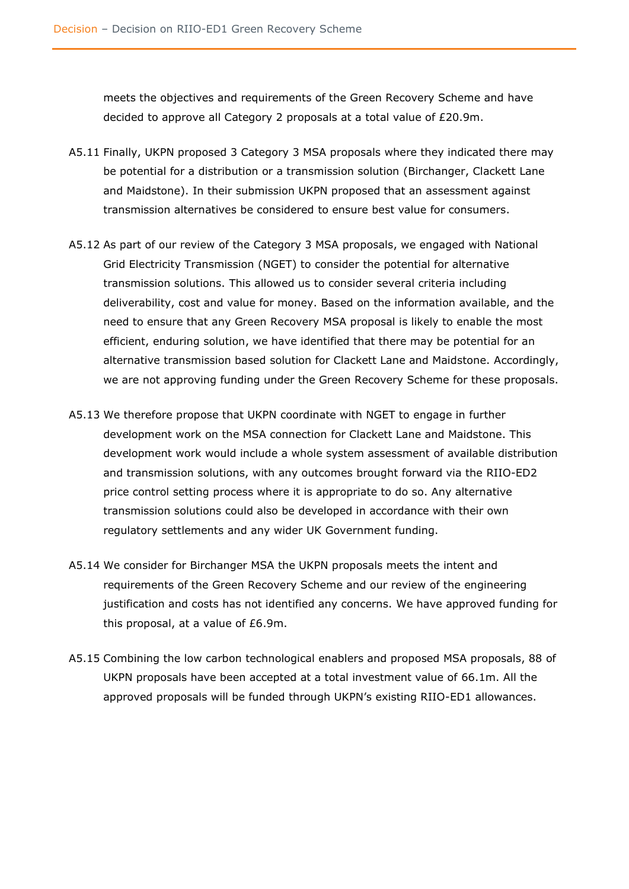meets the objectives and requirements of the Green Recovery Scheme and have decided to approve all Category 2 proposals at a total value of £20.9m.

A5.11 Finally, UKPN proposed 3 Category 3 MSA proposals where they indicated there may be potential for a distribution or a transmission solution (Birchanger, Clackett Lane and Maidstone). In their submission UKPN proposed that an assessment against transmission alternatives be considered to ensure best value for consumers.

A5.12 As part of our review of the Category 3 MSA proposals, we engaged with National Grid Electricity Transmission (NGET) to consider the potential for alternative transmission solutions. This allowed us to consider several criteria including deliverability, cost and value for money. Based on the information available, and the need to ensure that any Green Recovery MSA proposal is likely to enable the most efficient, enduring solution, we have identified that there may be potential for an alternative transmission based solution for Clackett Lane and Maidstone. Accordingly, we are not approving funding under the Green Recovery Scheme for these proposals.

A5.13 We therefore propose that UKPN coordinate with NGET to engage in further development work on the MSA connection for Clackett Lane and Maidstone. This development work would include a whole system assessment of available distribution and transmission solutions, with any outcomes brought forward via the RIIO-ED2 price control setting process where it is appropriate to do so. Any alternative transmission solutions could also be developed in accordance with their own regulatory settlements and any wider UK Government funding.

A5.14 We consider for Birchanger MSA the UKPN proposals meets the intent and requirements of the Green Recovery Scheme and our review of the engineering justification and costs has not identified any concerns. We have approved funding for this proposal, at a value of £6.9m.

A5.15 Combining the low carbon technological enablers and proposed MSA proposals, 88 of UKPN proposals have been accepted at a total investment value of 66.1m. All the approved proposals will be funded through UKPN's existing RIIO-ED1 allowances.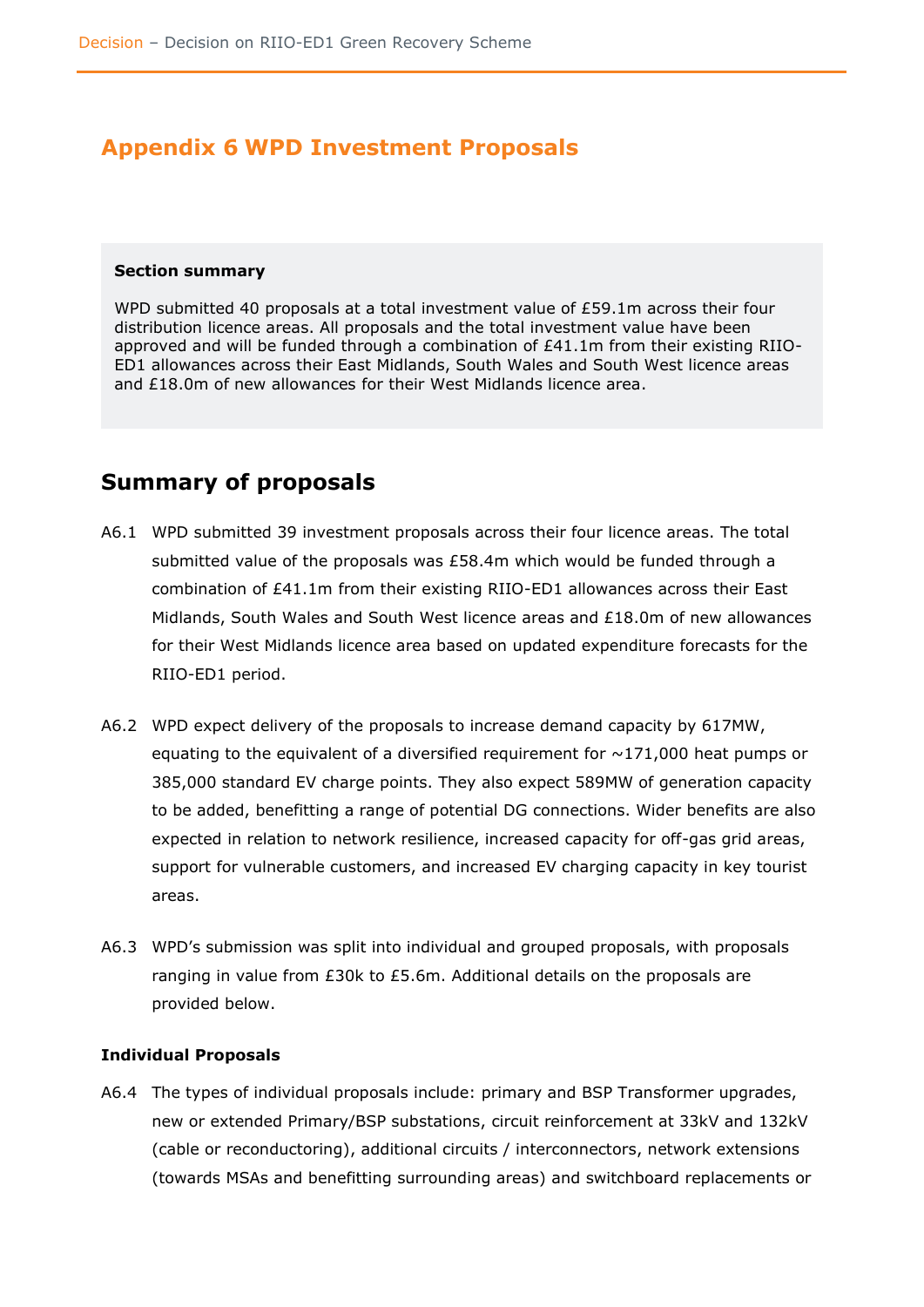# Appendix 6 WPD Investment Proposals

**Section summary**

WPD submitted 40 proposals at a total investment value of £59.1m across their four distribution licence areas. All proposals and the total investment value have been approved and will be funded through a combination of £41.1m from their existing RIIO-ED1 allowances across their East Midlands, South Wales and South West licence areas and £18.0m of new allowances for their West Midlands licence area.

## Summary of proposals

A6.1 WPD submitted 39 investment proposals across their four licence areas. The total submitted value of the proposals was £58.4m which would be funded through a combination of £41.1m from their existing RIIO-ED1 allowances across their East Midlands, South Wales and South West licence areas and £18.0m of new allowances for their West Midlands licence area based on updated expenditure forecasts for the RIIO-ED1 period.

A6.2 WPD expect delivery of the proposals to increase demand capacity by 617MW, equating to the equivalent of a diversified requirement for ~171,000 heat pumps or 385,000 standard EV charge points. They also expect 589MW of generation capacity to be added, benefitting a range of potential DG connections. Wider benefits are also expected in relation to network resilience, increased capacity for off-gas grid areas, support for vulnerable customers, and increased EV charging capacity in key tourist areas.

A6.3 WPD's submission was split into individual and grouped proposals, with proposals ranging in value from £30k to £5.6m. Additional details on the proposals are provided below.

**Individual Proposals**

A6.4 The types of individual proposals include: primary and BSP Transformer upgrades, new or extended Primary/BSP substations, circuit reinforcement at 33kV and 132kV (cable or reconductoring), additional circuits / interconnectors, network extensions (towards MSAs and benefitting surrounding areas) and switchboard replacements or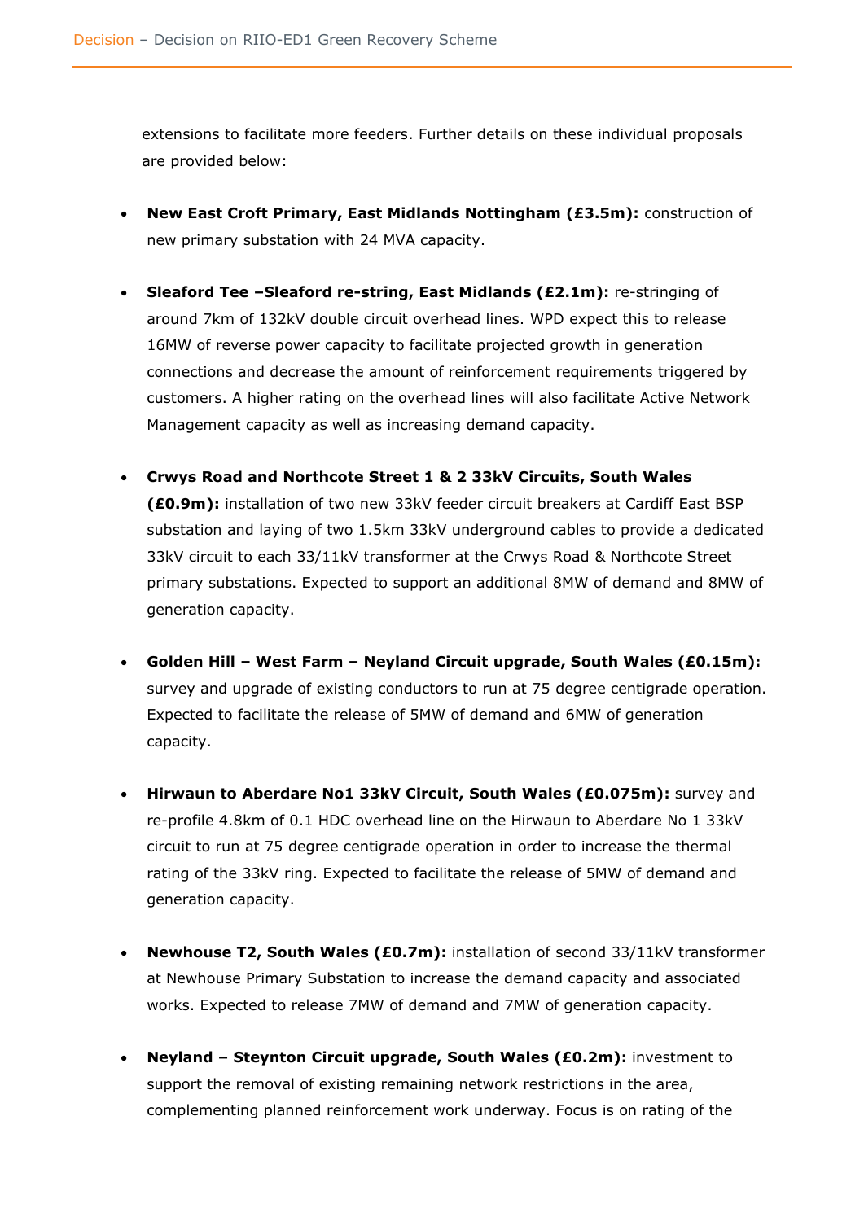extensions to facilitate more feeders. Further details on these individual proposals are provided below:

- **New East Croft Primary, East Midlands Nottingham (£3.5m):** construction of new primary substation with 24 MVA capacity.

- **Sleaford Tee –Sleaford re-string, East Midlands (£2.1m):** re-stringing of around 7km of 132kV double circuit overhead lines. WPD expect this to release 16MW of reverse power capacity to facilitate projected growth in generation connections and decrease the amount of reinforcement requirements triggered by customers. A higher rating on the overhead lines will also facilitate Active Network Management capacity as well as increasing demand capacity.

- **Crwys Road and Northcote Street 1 & 2 33kV Circuits, South Wales (£0.9m):** installation of two new 33kV feeder circuit breakers at Cardiff East BSP substation and laying of two 1.5km 33kV underground cables to provide a dedicated 33kV circuit to each 33/11kV transformer at the Crwys Road & Northcote Street primary substations. Expected to support an additional 8MW of demand and 8MW of generation capacity.

- **Golden Hill – West Farm – Neyland Circuit upgrade, South Wales (£0.15m):** survey and upgrade of existing conductors to run at 75 degree centigrade operation. Expected to facilitate the release of 5MW of demand and 6MW of generation capacity.

- **Hirwaun to Aberdare No1 33kV Circuit, South Wales (£0.075m):** survey and re-profile 4.8km of 0.1 HDC overhead line on the Hirwaun to Aberdare No 1 33kV circuit to run at 75 degree centigrade operation in order to increase the thermal rating of the 33kV ring. Expected to facilitate the release of 5MW of demand and generation capacity.

- **Newhouse T2, South Wales (£0.7m):** installation of second 33/11kV transformer at Newhouse Primary Substation to increase the demand capacity and associated works. Expected to release 7MW of demand and 7MW of generation capacity.

- **Neyland – Steynton Circuit upgrade, South Wales (£0.2m):** investment to support the removal of existing remaining network restrictions in the area, complementing planned reinforcement work underway. Focus is on rating of the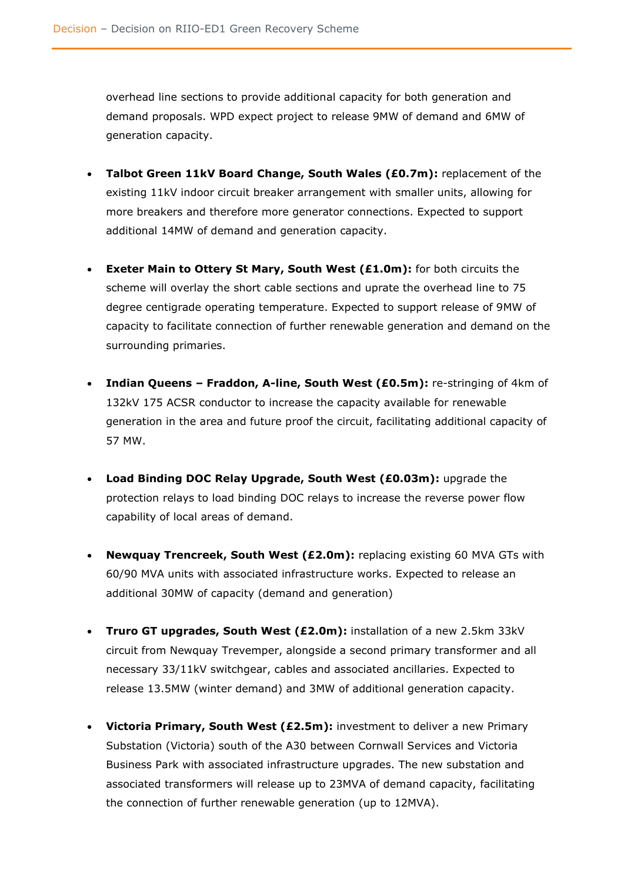overhead line sections to provide additional capacity for both generation and demand proposals. WPD expect project to release 9MW of demand and 6MW of generation capacity.

- **Talbot Green 11kV Board Change, South Wales (£0.7m):** replacement of the existing 11kV indoor circuit breaker arrangement with smaller units, allowing for more breakers and therefore more generator connections. Expected to support additional 14MW of demand and generation capacity.

- **Exeter Main to Ottery St Mary, South West (£1.0m):** for both circuits the scheme will overlay the short cable sections and uprate the overhead line to 75 degree centigrade operating temperature. Expected to support release of 9MW of capacity to facilitate connection of further renewable generation and demand on the surrounding primaries.

- **Indian Queens – Fraddon, A-line, South West (£0.5m):** re-stringing of 4km of 132kV 175 ACSR conductor to increase the capacity available for renewable generation in the area and future proof the circuit, facilitating additional capacity of 57 MW.

- **Load Binding DOC Relay Upgrade, South West (£0.03m):** upgrade the protection relays to load binding DOC relays to increase the reverse power flow capability of local areas of demand.

- **Newquay Trencreek, South West (£2.0m):** replacing existing 60 MVA GTs with 60/90 MVA units with associated infrastructure works. Expected to release an additional 30MW of capacity (demand and generation)

- **Truro GT upgrades, South West (£2.0m):** installation of a new 2.5km 33kV circuit from Newquay Trevemper, alongside a second primary transformer and all necessary 33/11kV switchgear, cables and associated ancillaries. Expected to release 13.5MW (winter demand) and 3MW of additional generation capacity.

- **Victoria Primary, South West (£2.5m):** investment to deliver a new Primary Substation (Victoria) south of the A30 between Cornwall Services and Victoria Business Park with associated infrastructure upgrades. The new substation and associated transformers will release up to 23MVA of demand capacity, facilitating the connection of further renewable generation (up to 12MVA).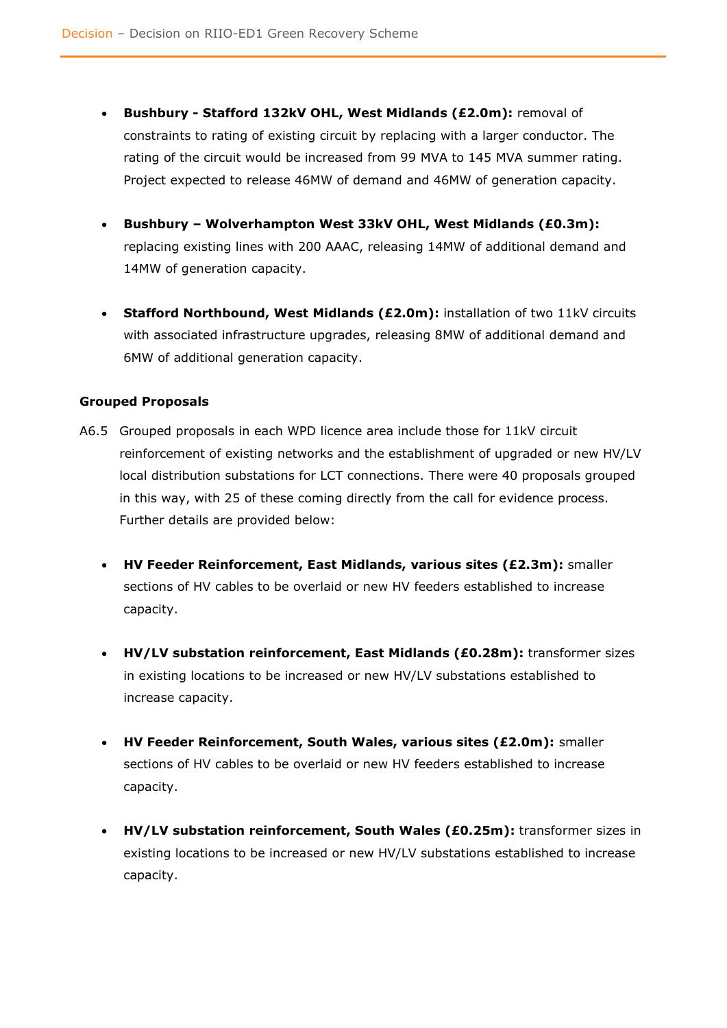- **Bushbury - Stafford 132kV OHL, West Midlands (£2.0m):** removal of constraints to rating of existing circuit by replacing with a larger conductor. The rating of the circuit would be increased from 99 MVA to 145 MVA summer rating. Project expected to release 46MW of demand and 46MW of generation capacity.

- **Bushbury – Wolverhampton West 33kV OHL, West Midlands (£0.3m):** replacing existing lines with 200 AAAC, releasing 14MW of additional demand and 14MW of generation capacity.

- **Stafford Northbound, West Midlands (£2.0m):** installation of two 11kV circuits with associated infrastructure upgrades, releasing 8MW of additional demand and 6MW of additional generation capacity.

**Grouped Proposals**

A6.5 Grouped proposals in each WPD licence area include those for 11kV circuit reinforcement of existing networks and the establishment of upgraded or new HV/LV local distribution substations for LCT connections. There were 40 proposals grouped in this way, with 25 of these coming directly from the call for evidence process. Further details are provided below:

- **HV Feeder Reinforcement, East Midlands, various sites (£2.3m):** smaller sections of HV cables to be overlaid or new HV feeders established to increase capacity.

- **HV/LV substation reinforcement, East Midlands (£0.28m):** transformer sizes in existing locations to be increased or new HV/LV substations established to increase capacity.

- **HV Feeder Reinforcement, South Wales, various sites (£2.0m):** smaller sections of HV cables to be overlaid or new HV feeders established to increase capacity.

- **HV/LV substation reinforcement, South Wales (£0.25m):** transformer sizes in existing locations to be increased or new HV/LV substations established to increase capacity.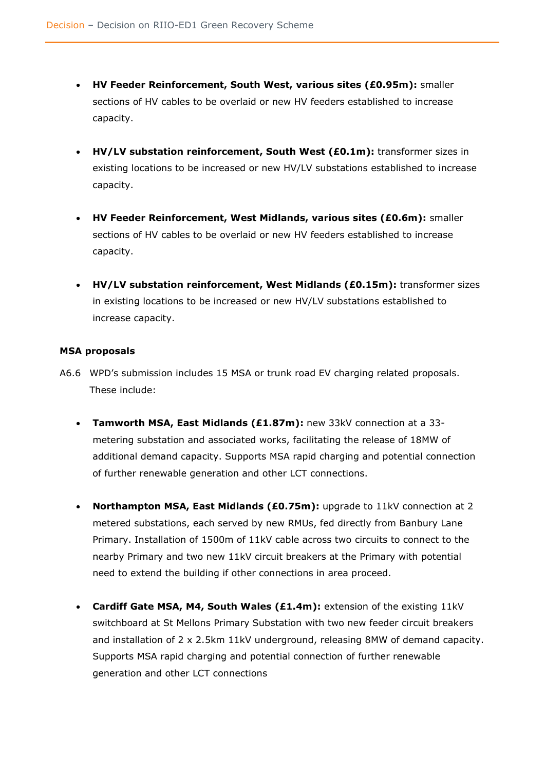- **HV Feeder Reinforcement, South West, various sites (£0.95m):** smaller sections of HV cables to be overlaid or new HV feeders established to increase capacity.

- **HV/LV substation reinforcement, South West (£0.1m):** transformer sizes in existing locations to be increased or new HV/LV substations established to increase capacity.

- **HV Feeder Reinforcement, West Midlands, various sites (£0.6m):** smaller sections of HV cables to be overlaid or new HV feeders established to increase capacity.

- **HV/LV substation reinforcement, West Midlands (£0.15m):** transformer sizes in existing locations to be increased or new HV/LV substations established to increase capacity.

**MSA proposals**

A6.6 WPD's submission includes 15 MSA or trunk road EV charging related proposals. These include:

- **Tamworth MSA, East Midlands (£1.87m):** new 33kV connection at a 33-metering substation and associated works, facilitating the release of 18MW of additional demand capacity. Supports MSA rapid charging and potential connection of further renewable generation and other LCT connections.

- **Northampton MSA, East Midlands (£0.75m):** upgrade to 11kV connection at 2 metered substations, each served by new RMUs, fed directly from Banbury Lane Primary. Installation of 1500m of 11kV cable across two circuits to connect to the nearby Primary and two new 11kV circuit breakers at the Primary with potential need to extend the building if other connections in area proceed.

- **Cardiff Gate MSA, M4, South Wales (£1.4m):** extension of the existing 11kV switchboard at St Mellons Primary Substation with two new feeder circuit breakers and installation of 2 x 2.5km 11kV underground, releasing 8MW of demand capacity. Supports MSA rapid charging and potential connection of further renewable generation and other LCT connections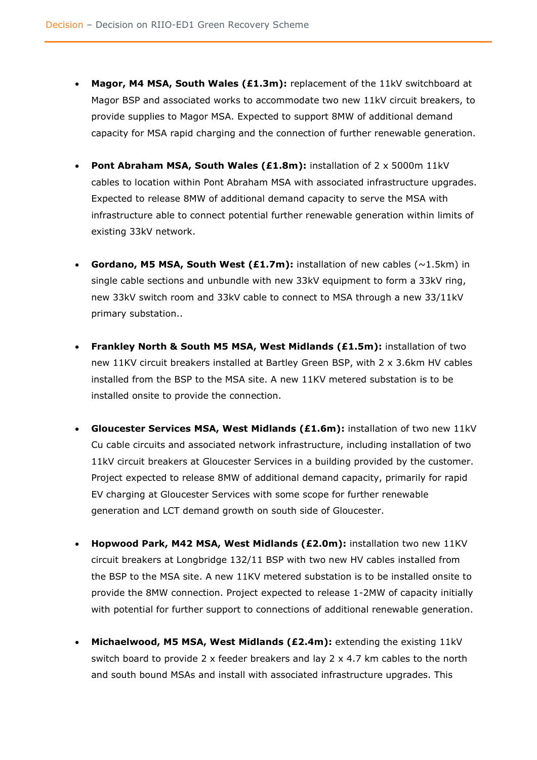- **Magor, M4 MSA, South Wales (£1.3m):** replacement of the 11kV switchboard at Magor BSP and associated works to accommodate two new 11kV circuit breakers, to provide supplies to Magor MSA. Expected to support 8MW of additional demand capacity for MSA rapid charging and the connection of further renewable generation.

- **Pont Abraham MSA, South Wales (£1.8m):** installation of 2 x 5000m 11kV cables to location within Pont Abraham MSA with associated infrastructure upgrades. Expected to release 8MW of additional demand capacity to serve the MSA with infrastructure able to connect potential further renewable generation within limits of existing 33kV network.

- **Gordano, M5 MSA, South West (£1.7m):** installation of new cables (~1.5km) in single cable sections and unbundle with new 33kV equipment to form a 33kV ring, new 33kV switch room and 33kV cable to connect to MSA through a new 33/11kV primary substation..

- **Frankley North & South M5 MSA, West Midlands (£1.5m):** installation of two new 11KV circuit breakers installed at Bartley Green BSP, with 2 x 3.6km HV cables installed from the BSP to the MSA site. A new 11KV metered substation is to be installed onsite to provide the connection.

- **Gloucester Services MSA, West Midlands (£1.6m):** installation of two new 11kV Cu cable circuits and associated network infrastructure, including installation of two 11kV circuit breakers at Gloucester Services in a building provided by the customer. Project expected to release 8MW of additional demand capacity, primarily for rapid EV charging at Gloucester Services with some scope for further renewable generation and LCT demand growth on south side of Gloucester.

- **Hopwood Park, M42 MSA, West Midlands (£2.0m):** installation two new 11KV circuit breakers at Longbridge 132/11 BSP with two new HV cables installed from the BSP to the MSA site. A new 11KV metered substation is to be installed onsite to provide the 8MW connection. Project expected to release 1-2MW of capacity initially with potential for further support to connections of additional renewable generation.

- **Michaelwood, M5 MSA, West Midlands (£2.4m):** extending the existing 11kV switch board to provide 2 x feeder breakers and lay 2 x 4.7 km cables to the north and south bound MSAs and install with associated infrastructure upgrades. This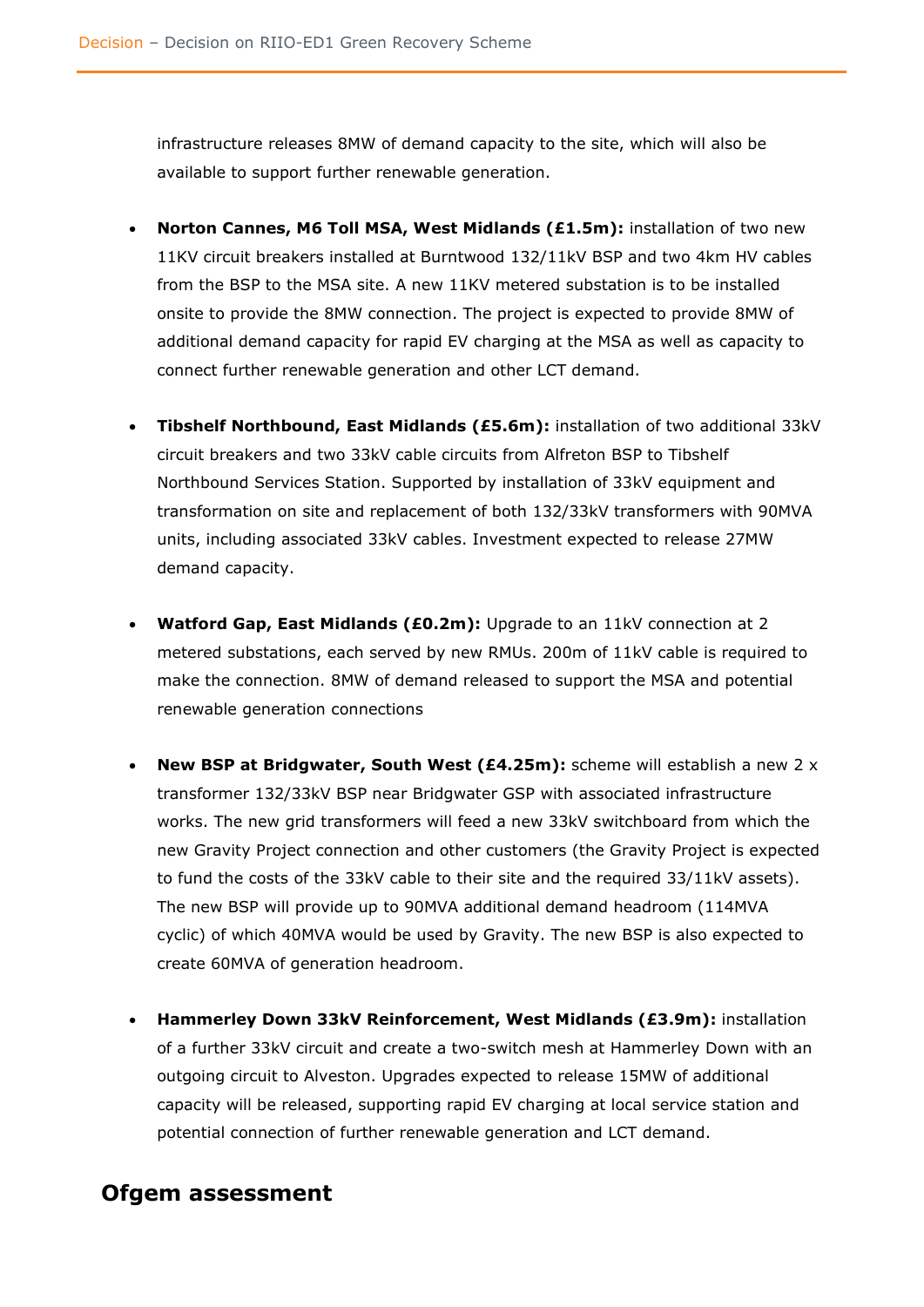infrastructure releases 8MW of demand capacity to the site, which will also be available to support further renewable generation.

- **Norton Cannes, M6 Toll MSA, West Midlands (£1.5m):** installation of two new 11KV circuit breakers installed at Burntwood 132/11kV BSP and two 4km HV cables from the BSP to the MSA site. A new 11KV metered substation is to be installed onsite to provide the 8MW connection. The project is expected to provide 8MW of additional demand capacity for rapid EV charging at the MSA as well as capacity to connect further renewable generation and other LCT demand.

- **Tibshelf Northbound, East Midlands (£5.6m):** installation of two additional 33kV circuit breakers and two 33kV cable circuits from Alfreton BSP to Tibshelf Northbound Services Station. Supported by installation of 33kV equipment and transformation on site and replacement of both 132/33kV transformers with 90MVA units, including associated 33kV cables. Investment expected to release 27MW demand capacity.

- **Watford Gap, East Midlands (£0.2m):** Upgrade to an 11kV connection at 2 metered substations, each served by new RMUs. 200m of 11kV cable is required to make the connection. 8MW of demand released to support the MSA and potential renewable generation connections

- **New BSP at Bridgwater, South West (£4.25m):** scheme will establish a new 2 x transformer 132/33kV BSP near Bridgwater GSP with associated infrastructure works. The new grid transformers will feed a new 33kV switchboard from which the new Gravity Project connection and other customers (the Gravity Project is expected to fund the costs of the 33kV cable to their site and the required 33/11kV assets). The new BSP will provide up to 90MVA additional demand headroom (114MVA cyclic) of which 40MVA would be used by Gravity. The new BSP is also expected to create 60MVA of generation headroom.

- **Hammerley Down 33kV Reinforcement, West Midlands (£3.9m):** installation of a further 33kV circuit and create a two-switch mesh at Hammerley Down with an outgoing circuit to Alveston. Upgrades expected to release 15MW of additional capacity will be released, supporting rapid EV charging at local service station and potential connection of further renewable generation and LCT demand.

## Ofgem assessment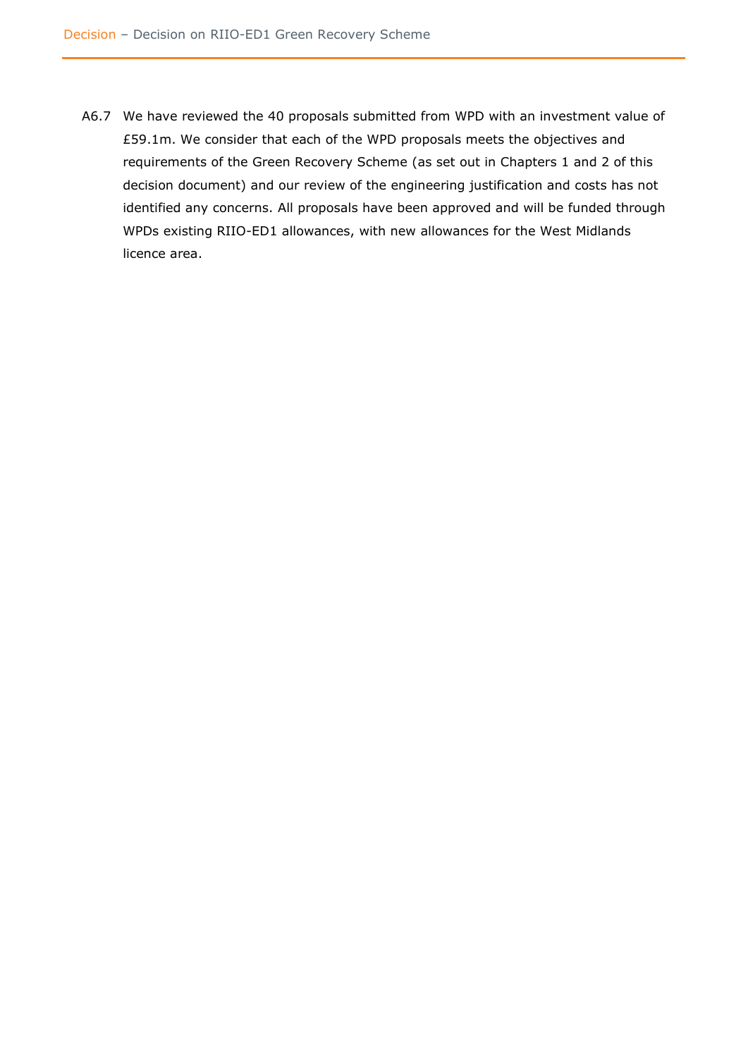A6.7 We have reviewed the 40 proposals submitted from WPD with an investment value of £59.1m. We consider that each of the WPD proposals meets the objectives and requirements of the Green Recovery Scheme (as set out in Chapters 1 and 2 of this decision document) and our review of the engineering justification and costs has not identified any concerns. All proposals have been approved and will be funded through WPDs existing RIIO-ED1 allowances, with new allowances for the West Midlands licence area.